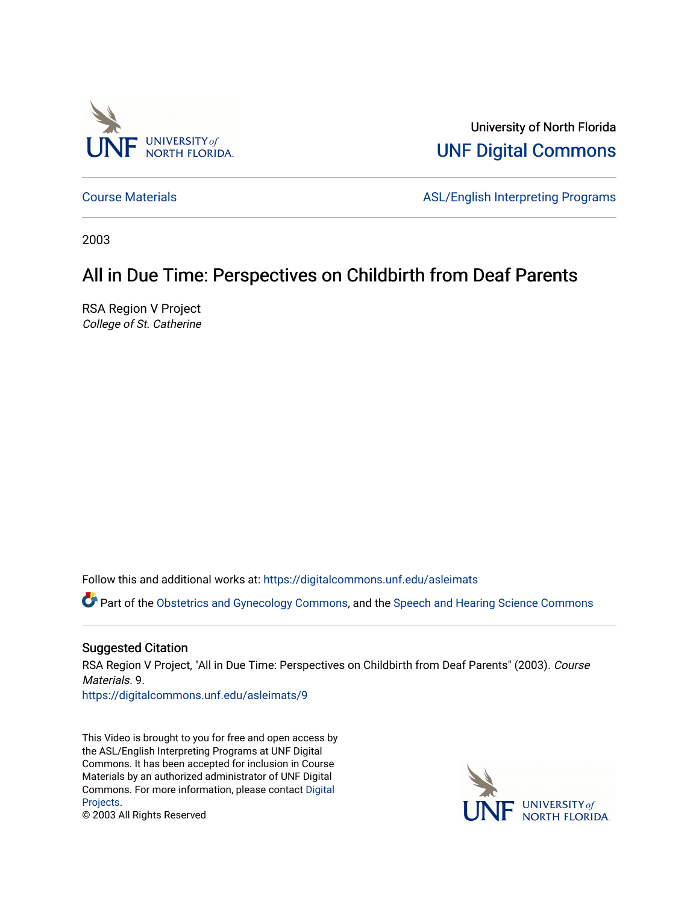University of North Florida

UNF Digital Commons

Course Materials | ASL/English Interpreting Programs

2003

# All in Due Time: Perspectives on Childbirth from Deaf Parents

RSA Region V Project

*College of St. Catherine*

Follow this and additional works at: https://digitalcommons.unf.edu/asleimats

Part of the Obstetrics and Gynecology Commons, and the Speech and Hearing Science Commons

## Suggested Citation

RSA Region V Project, "All in Due Time: Perspectives on Childbirth from Deaf Parents" (2003). *Course Materials*. 9.
https://digitalcommons.unf.edu/asleimats/9

This Video is brought to you for free and open access by the ASL/English Interpreting Programs at UNF Digital Commons. It has been accepted for inclusion in Course Materials by an authorized administrator of UNF Digital Commons. For more information, please contact Digital Projects.
© 2003 All Rights Reserved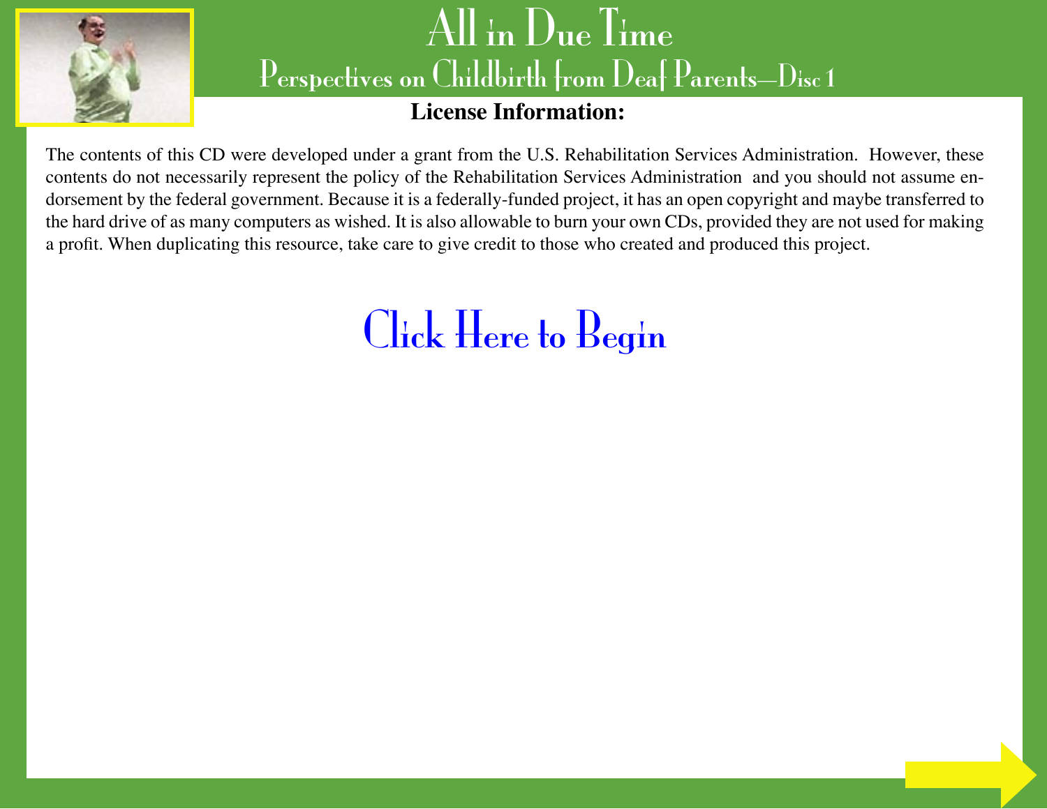# All in Due Time

## Perspectives on Childbirth from Deaf Parents—Disc 1

**License Information:**

The contents of this CD were developed under a grant from the U.S. Rehabilitation Services Administration. However, these contents do not necessarily represent the policy of the Rehabilitation Services Administration and you should not assume endorsement by the federal government. Because it is a federally-funded project, it has an open copyright and maybe transferred to the hard drive of as many computers as wished. It is also allowable to burn your own CDs, provided they are not used for making a profit. When duplicating this resource, take care to give credit to those who created and produced this project.

Click Here to Begin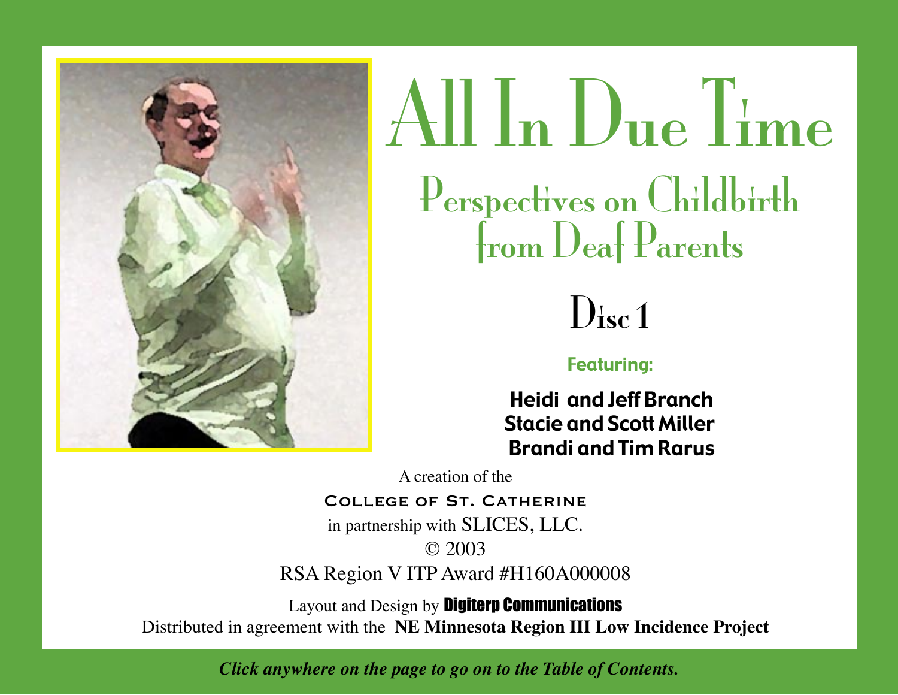# All In Due Time

## Perspectives on Childbirth from Deaf Parents

### Disc 1

**Featuring:**

**Heidi and Jeff Branch**
**Stacie and Scott Miller**
**Brandi and Tim Rarus**

A creation of the
COLLEGE OF ST. CATHERINE
in partnership with SLICES, LLC.
© 2003
RSA Region V ITP Award #H160A000008

Layout and Design by **Digiterp Communications**
Distributed in agreement with the **NE Minnesota Region III Low Incidence Project**

***Click anywhere on the page to go on to the Table of Contents.***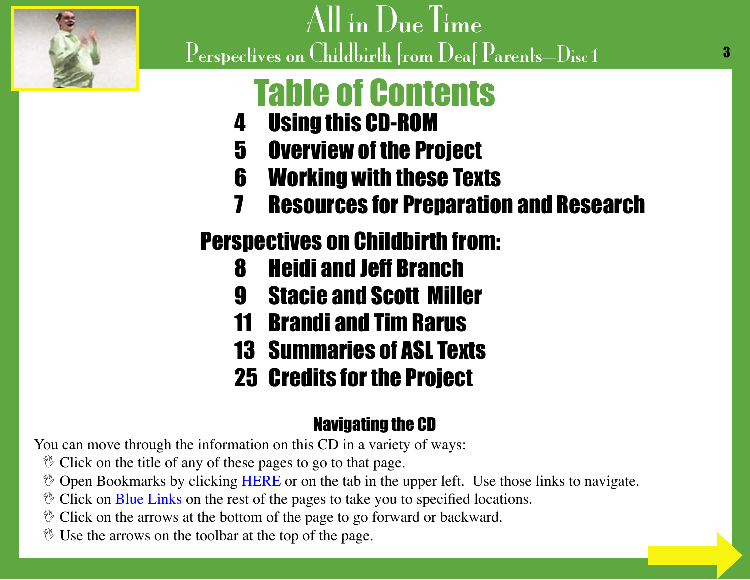# All in Due Time

## Perspectives on Childbirth from Deaf Parents—Disc 1

## Table of Contents

- 4 Using this CD-ROM
- 5 Overview of the Project
- 6 Working with these Texts
- 7 Resources for Preparation and Research

### Perspectives on Childbirth from:

- 8 Heidi and Jeff Branch
- 9 Stacie and Scott Miller
- 11 Brandi and Tim Rarus
- 13 Summaries of ASL Texts
- 25 Credits for the Project

### Navigating the CD

You can move through the information on this CD in a variety of ways:

- Click on the title of any of these pages to go to that page.
- Open Bookmarks by clicking HERE or on the tab in the upper left. Use those links to navigate.
- Click on Blue Links on the rest of the pages to take you to specified locations.
- Click on the arrows at the bottom of the page to go forward or backward.
- Use the arrows on the toolbar at the top of the page.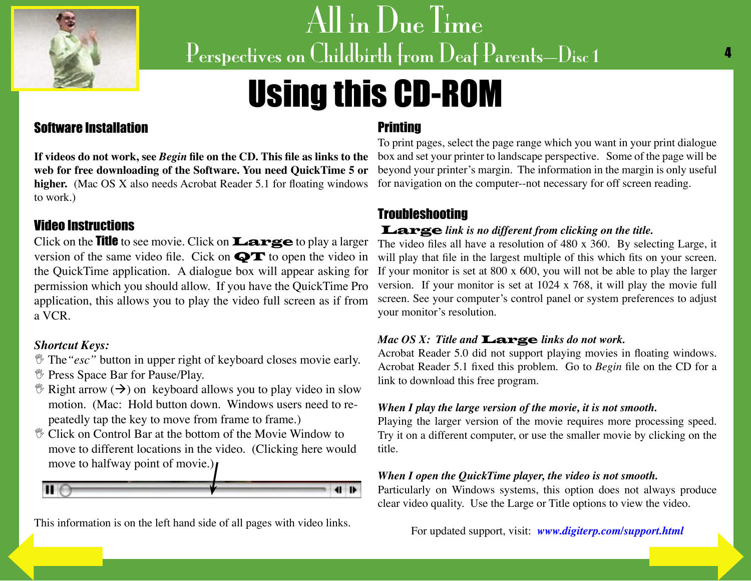# Using this CD-ROM

## Software Installation

**If videos do not work, see *Begin* file on the CD. This file as links to the web for free downloading of the Software. You need QuickTime 5 or higher.** (Mac OS X also needs Acrobat Reader 5.1 for floating windows to work.)

## Video Instructions

Click on the **Title** to see movie. Click on **Large** to play a larger version of the same video file. Cick on **QT** to open the video in the QuickTime application. A dialogue box will appear asking for permission which you should allow. If you have the QuickTime Pro application, this allows you to play the video full screen as if from a VCR.

*Shortcut Keys:*

- The *"esc"* button in upper right of keyboard closes movie early.
- Press Space Bar for Pause/Play.
- Right arrow (→) on keyboard allows you to play video in slow motion. (Mac: Hold button down. Windows users need to repeatedly tap the key to move from frame to frame.)
- Click on Control Bar at the bottom of the Movie Window to move to different locations in the video. (Clicking here would move to halfway point of movie.)

This information is on the left hand side of all pages with video links.

## Printing

To print pages, select the page range which you want in your print dialogue box and set your printer to landscape perspective. Some of the page will be beyond your printer's margin. The information in the margin is only useful for navigation on the computer--not necessary for off screen reading.

## Troubleshooting

***Large** link is no different from clicking on the title.*

The video files all have a resolution of 480 x 360. By selecting Large, it will play that file in the largest multiple of this which fits on your screen. If your monitor is set at 800 x 600, you will not be able to play the larger version. If your monitor is set at 1024 x 768, it will play the movie full screen. See your computer's control panel or system preferences to adjust your monitor's resolution.

*Mac OS X: Title and **Large** links do not work.*

Acrobat Reader 5.0 did not support playing movies in floating windows. Acrobat Reader 5.1 fixed this problem. Go to *Begin* file on the CD for a link to download this free program.

***When I play the large version of the movie, it is not smooth.***

Playing the larger version of the movie requires more processing speed. Try it on a different computer, or use the smaller movie by clicking on the title.

***When I open the QuickTime player, the video is not smooth.***

Particularly on Windows systems, this option does not always produce clear video quality. Use the Large or Title options to view the video.

For updated support, visit: ***www.digiterp.com/support.html***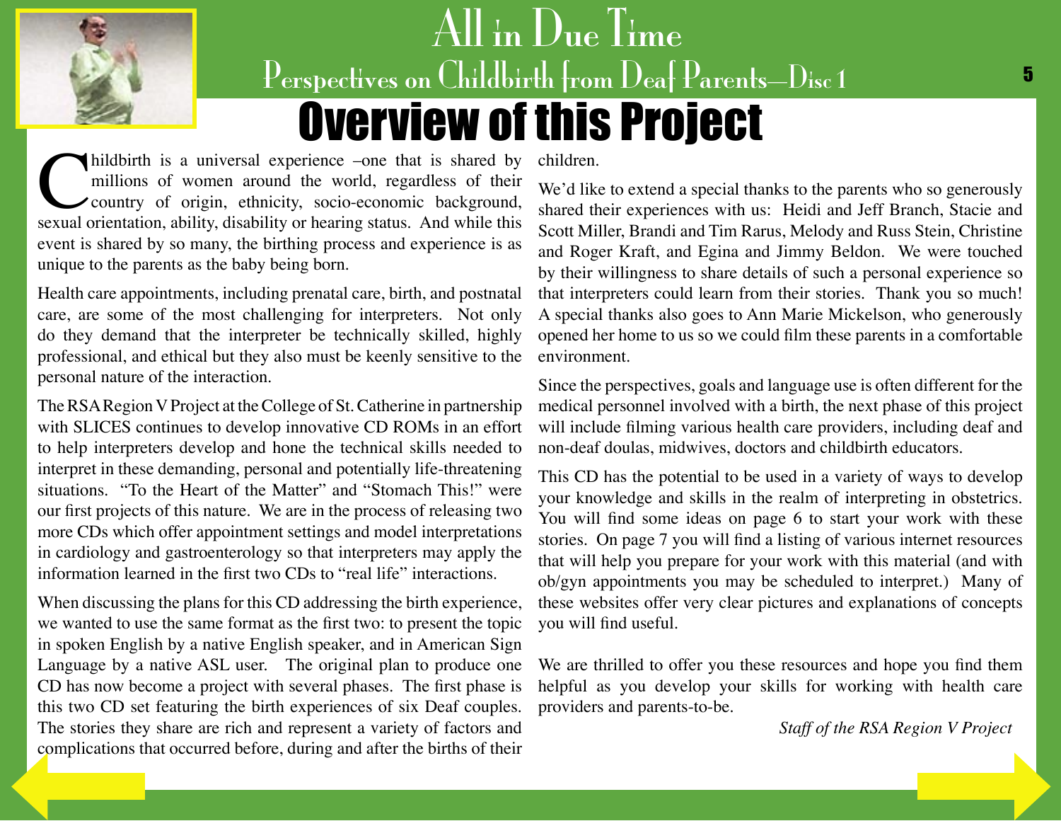# Overview of this Project

Childbirth is a universal experience –one that is shared by millions of women around the world, regardless of their country of origin, ethnicity, socio-economic background, sexual orientation, ability, disability or hearing status. And while this event is shared by so many, the birthing process and experience is as unique to the parents as the baby being born.

Health care appointments, including prenatal care, birth, and postnatal care, are some of the most challenging for interpreters. Not only do they demand that the interpreter be technically skilled, highly professional, and ethical but they also must be keenly sensitive to the personal nature of the interaction.

The RSA Region V Project at the College of St. Catherine in partnership with SLICES continues to develop innovative CD ROMs in an effort to help interpreters develop and hone the technical skills needed to interpret in these demanding, personal and potentially life-threatening situations. "To the Heart of the Matter" and "Stomach This!" were our first projects of this nature. We are in the process of releasing two more CDs which offer appointment settings and model interpretations in cardiology and gastroenterology so that interpreters may apply the information learned in the first two CDs to "real life" interactions.

When discussing the plans for this CD addressing the birth experience, we wanted to use the same format as the first two: to present the topic in spoken English by a native English speaker, and in American Sign Language by a native ASL user. The original plan to produce one CD has now become a project with several phases. The first phase is this two CD set featuring the birth experiences of six Deaf couples. The stories they share are rich and represent a variety of factors and complications that occurred before, during and after the births of their children.

We'd like to extend a special thanks to the parents who so generously shared their experiences with us: Heidi and Jeff Branch, Stacie and Scott Miller, Brandi and Tim Rarus, Melody and Russ Stein, Christine and Roger Kraft, and Egina and Jimmy Beldon. We were touched by their willingness to share details of such a personal experience so that interpreters could learn from their stories. Thank you so much! A special thanks also goes to Ann Marie Mickelson, who generously opened her home to us so we could film these parents in a comfortable environment.

Since the perspectives, goals and language use is often different for the medical personnel involved with a birth, the next phase of this project will include filming various health care providers, including deaf and non-deaf doulas, midwives, doctors and childbirth educators.

This CD has the potential to be used in a variety of ways to develop your knowledge and skills in the realm of interpreting in obstetrics. You will find some ideas on page 6 to start your work with these stories. On page 7 you will find a listing of various internet resources that will help you prepare for your work with this material (and with ob/gyn appointments you may be scheduled to interpret.) Many of these websites offer very clear pictures and explanations of concepts you will find useful.

We are thrilled to offer you these resources and hope you find them helpful as you develop your skills for working with health care providers and parents-to-be.

*Staff of the RSA Region V Project*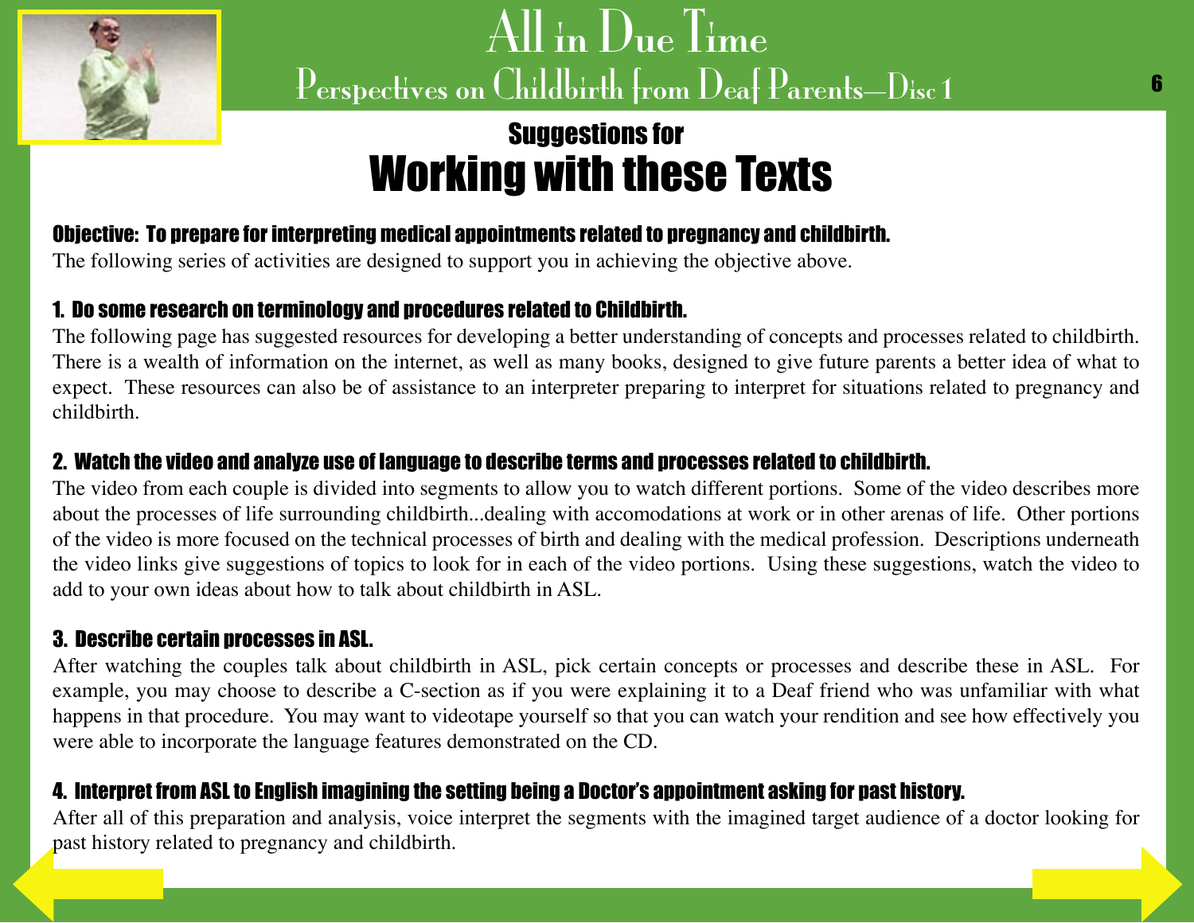## Suggestions for

# Working with these Texts

**Objective: To prepare for interpreting medical appointments related to pregnancy and childbirth.**

The following series of activities are designed to support you in achieving the objective above.

**1. Do some research on terminology and procedures related to Childbirth.**

The following page has suggested resources for developing a better understanding of concepts and processes related to childbirth. There is a wealth of information on the internet, as well as many books, designed to give future parents a better idea of what to expect. These resources can also be of assistance to an interpreter preparing to interpret for situations related to pregnancy and childbirth.

**2. Watch the video and analyze use of language to describe terms and processes related to childbirth.**

The video from each couple is divided into segments to allow you to watch different portions. Some of the video describes more about the processes of life surrounding childbirth...dealing with accomodations at work or in other arenas of life. Other portions of the video is more focused on the technical processes of birth and dealing with the medical profession. Descriptions underneath the video links give suggestions of topics to look for in each of the video portions. Using these suggestions, watch the video to add to your own ideas about how to talk about childbirth in ASL.

**3. Describe certain processes in ASL.**

After watching the couples talk about childbirth in ASL, pick certain concepts or processes and describe these in ASL. For example, you may choose to describe a C-section as if you were explaining it to a Deaf friend who was unfamiliar with what happens in that procedure. You may want to videotape yourself so that you can watch your rendition and see how effectively you were able to incorporate the language features demonstrated on the CD.

**4. Interpret from ASL to English imagining the setting being a Doctor's appointment asking for past history.**

After all of this preparation and analysis, voice interpret the segments with the imagined target audience of a doctor looking for past history related to pregnancy and childbirth.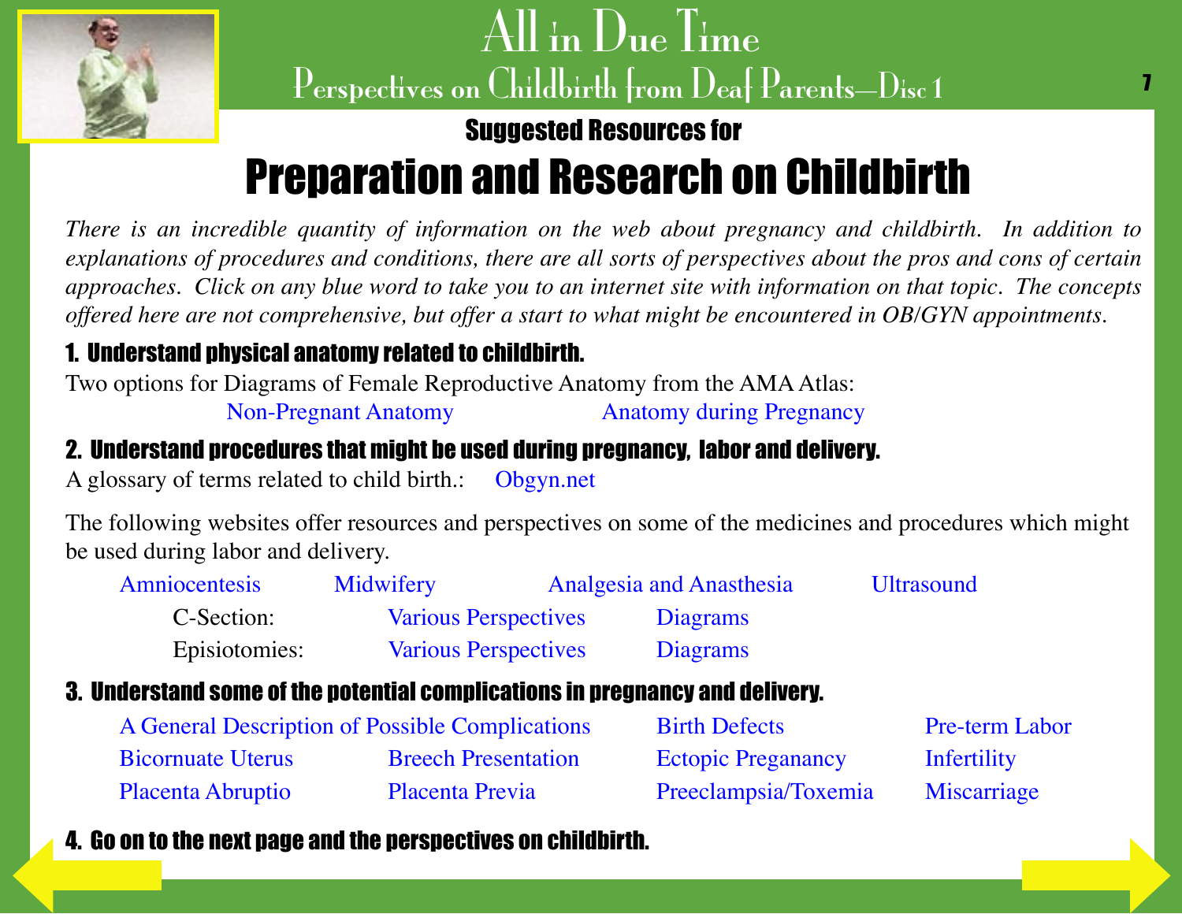## Suggested Resources for

# Preparation and Research on Childbirth

*There is an incredible quantity of information on the web about pregnancy and childbirth. In addition to explanations of procedures and conditions, there are all sorts of perspectives about the pros and cons of certain approaches. Click on any blue word to take you to an internet site with information on that topic. The concepts offered here are not comprehensive, but offer a start to what might be encountered in OB/GYN appointments.*

### 1. Understand physical anatomy related to childbirth.

Two options for Diagrams of Female Reproductive Anatomy from the AMA Atlas:

Non-Pregnant Anatomy    Anatomy during Pregnancy

### 2. Understand procedures that might be used during pregnancy, labor and delivery.

A glossary of terms related to child birth.: Obgyn.net

The following websites offer resources and perspectives on some of the medicines and procedures which might be used during labor and delivery.

Amniocentesis    Midwifery    Analgesia and Anasthesia    Ultrasound

C-Section: Various Perspectives    Diagrams

Episiotomies: Various Perspectives    Diagrams

### 3. Understand some of the potential complications in pregnancy and delivery.

- A General Description of Possible Complications
- Birth Defects
- Pre-term Labor
- Bicornuate Uterus
- Breech Presentation
- Ectopic Preganancy
- Infertility
- Placenta Abruptio
- Placenta Previa
- Preeclampsia/Toxemia
- Miscarriage

### 4. Go on to the next page and the perspectives on childbirth.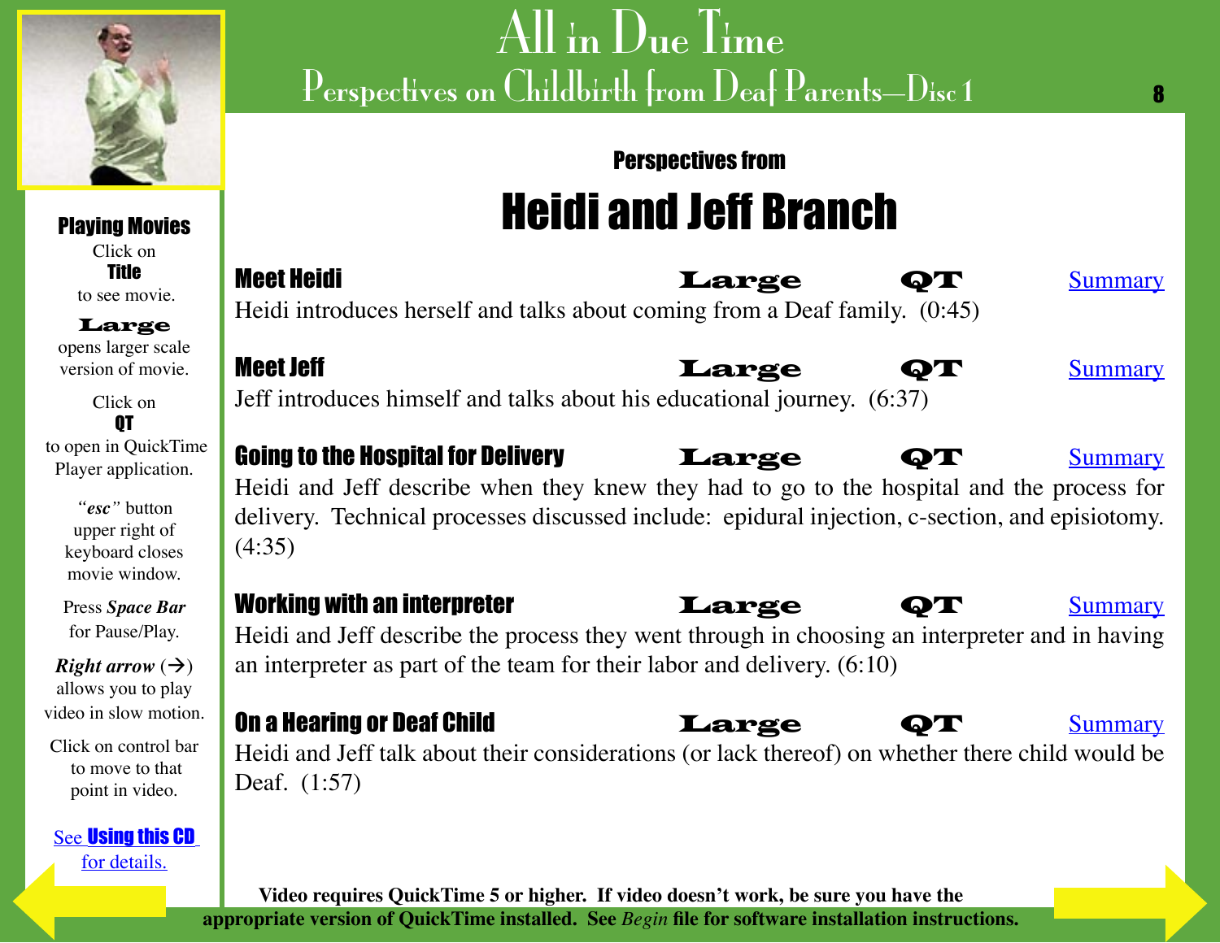# All in Due Time

## Perspectives on Childbirth from Deaf Parents—Disc 1

**Playing Movies**

Click on **Title** to see movie.

**Large** opens larger scale version of movie.

Click on **QT** to open in QuickTime Player application.

*"esc"* button upper right of keyboard closes movie window.

Press ***Space Bar*** for Pause/Play.

***Right arrow*** (→) allows you to play video in slow motion.

Click on control bar to move to that point in video.

See **Using this CD** for details.

### Perspectives from

# Heidi and Jeff Branch

**Meet Heidi** — **Large** — **QT** — Summary

Heidi introduces herself and talks about coming from a Deaf family. (0:45)

**Meet Jeff** — **Large** — **QT** — Summary

Jeff introduces himself and talks about his educational journey. (6:37)

**Going to the Hospital for Delivery** — **Large** — **QT** — Summary

Heidi and Jeff describe when they knew they had to go to the hospital and the process for delivery. Technical processes discussed include: epidural injection, c-section, and episiotomy. (4:35)

**Working with an interpreter** — **Large** — **QT** — Summary

Heidi and Jeff describe the process they went through in choosing an interpreter and in having an interpreter as part of the team for their labor and delivery. (6:10)

**On a Hearing or Deaf Child** — **Large** — **QT** — Summary

Heidi and Jeff talk about their considerations (or lack thereof) on whether there child would be Deaf. (1:57)

**Video requires QuickTime 5 or higher. If video doesn't work, be sure you have the appropriate version of QuickTime installed. See *Begin* file for software installation instructions.**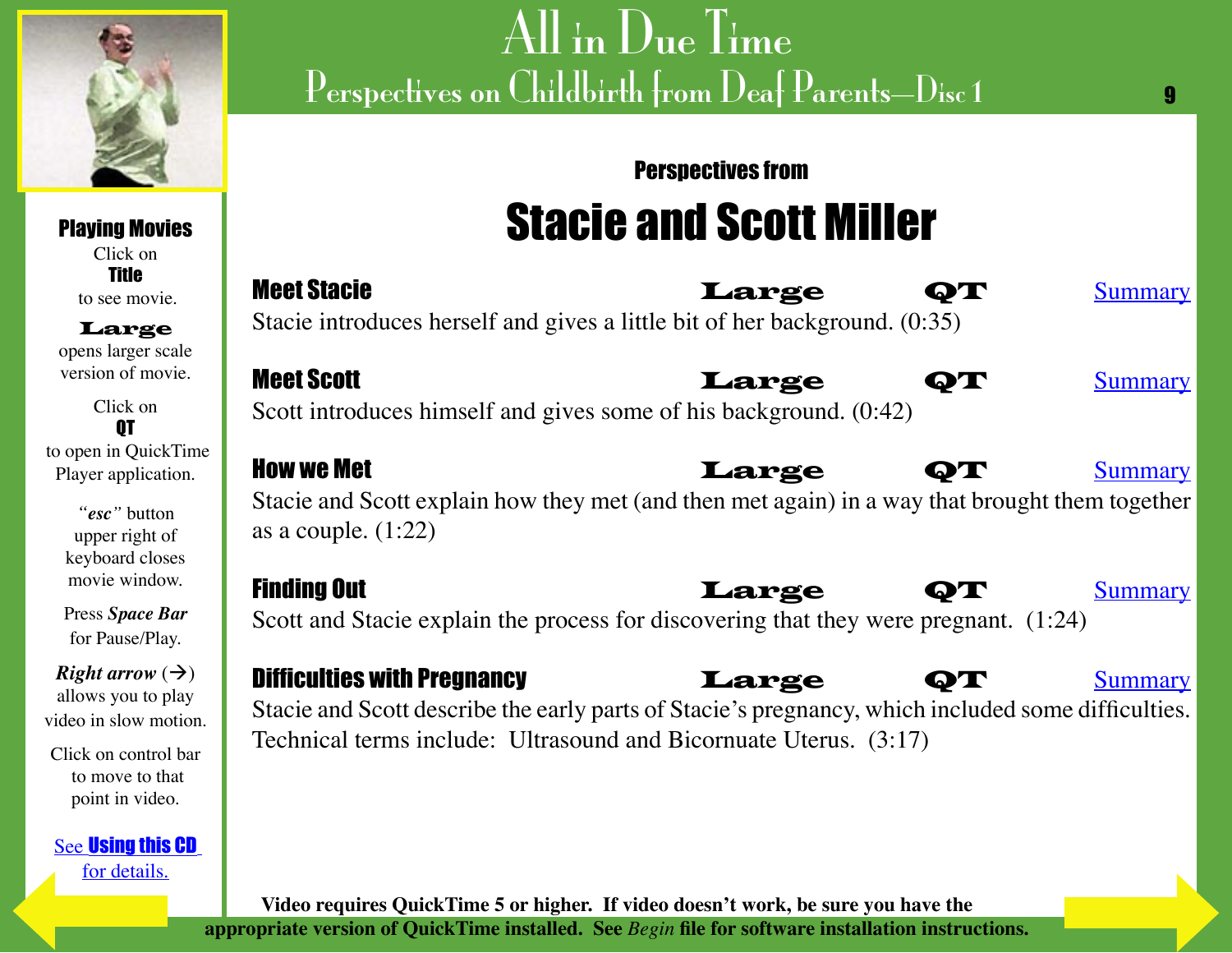**Playing Movies**
Click on
**Title**
to see movie.

**Large**
opens larger scale version of movie.

Click on
**QT**
to open in QuickTime Player application.

*"esc"* button upper right of keyboard closes movie window.

Press ***Space Bar*** for Pause/Play.

***Right arrow*** (→) allows you to play video in slow motion.

Click on control bar to move to that point in video.

See **Using this CD** for details.

Perspectives from

# Stacie and Scott Miller

**Meet Stacie** **Large** **QT** Summary

Stacie introduces herself and gives a little bit of her background. (0:35)

**Meet Scott** **Large** **QT** Summary

Scott introduces himself and gives some of his background. (0:42)

**How we Met** **Large** **QT** Summary

Stacie and Scott explain how they met (and then met again) in a way that brought them together as a couple. (1:22)

**Finding Out** **Large** **QT** Summary

Scott and Stacie explain the process for discovering that they were pregnant. (1:24)

**Difficulties with Pregnancy** **Large** **QT** Summary

Stacie and Scott describe the early parts of Stacie's pregnancy, which included some difficulties. Technical terms include: Ultrasound and Bicornuate Uterus. (3:17)

**Video requires QuickTime 5 or higher. If video doesn't work, be sure you have the appropriate version of QuickTime installed. See *Begin* file for software installation instructions.**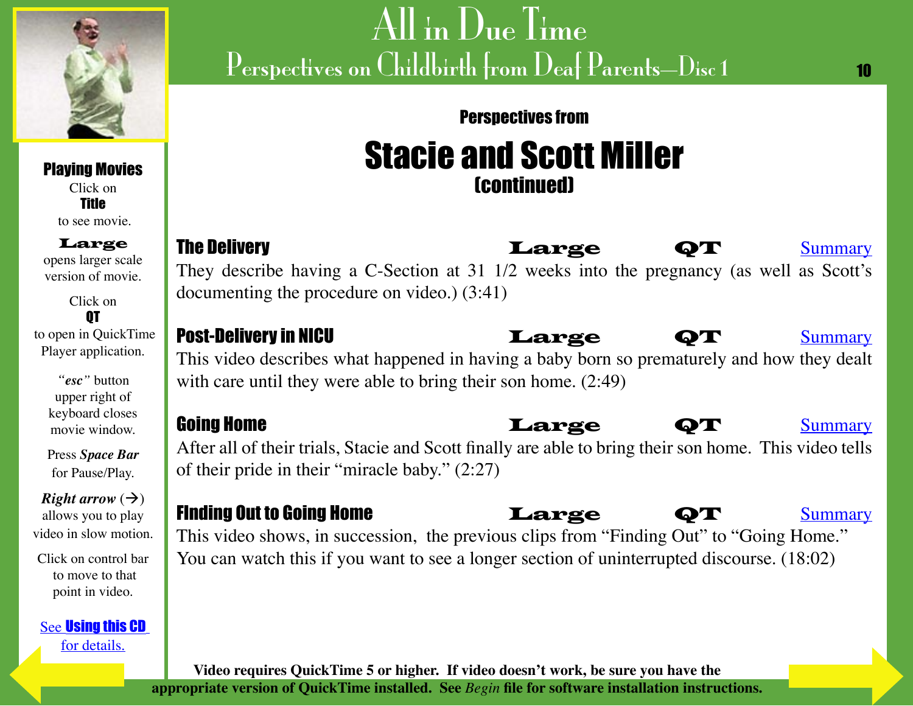# All in Due Time

## Perspectives on Childbirth from Deaf Parents—Disc 1

**Playing Movies**
Click on
**Title**
to see movie.

**Large**
opens larger scale version of movie.

Click on
**QT**
to open in QuickTime Player application.

*"esc"* button upper right of keyboard closes movie window.

Press ***Space Bar*** for Pause/Play.

***Right arrow*** (→) allows you to play video in slow motion.

Click on control bar to move to that point in video.

See **Using this CD** for details.

### Perspectives from

# Stacie and Scott Miller
**(continued)**

**The Delivery** **Large** **QT** Summary

They describe having a C-Section at 31 1/2 weeks into the pregnancy (as well as Scott's documenting the procedure on video.) (3:41)

**Post-Delivery in NICU** **Large** **QT** Summary

This video describes what happened in having a baby born so prematurely and how they dealt with care until they were able to bring their son home. (2:49)

**Going Home** **Large** **QT** Summary

After all of their trials, Stacie and Scott finally are able to bring their son home. This video tells of their pride in their "miracle baby." (2:27)

**FInding Out to Going Home** **Large** **QT** Summary

This video shows, in succession, the previous clips from "Finding Out" to "Going Home." You can watch this if you want to see a longer section of uninterrupted discourse. (18:02)

**Video requires QuickTime 5 or higher. If video doesn't work, be sure you have the appropriate version of QuickTime installed. See *Begin* file for software installation instructions.**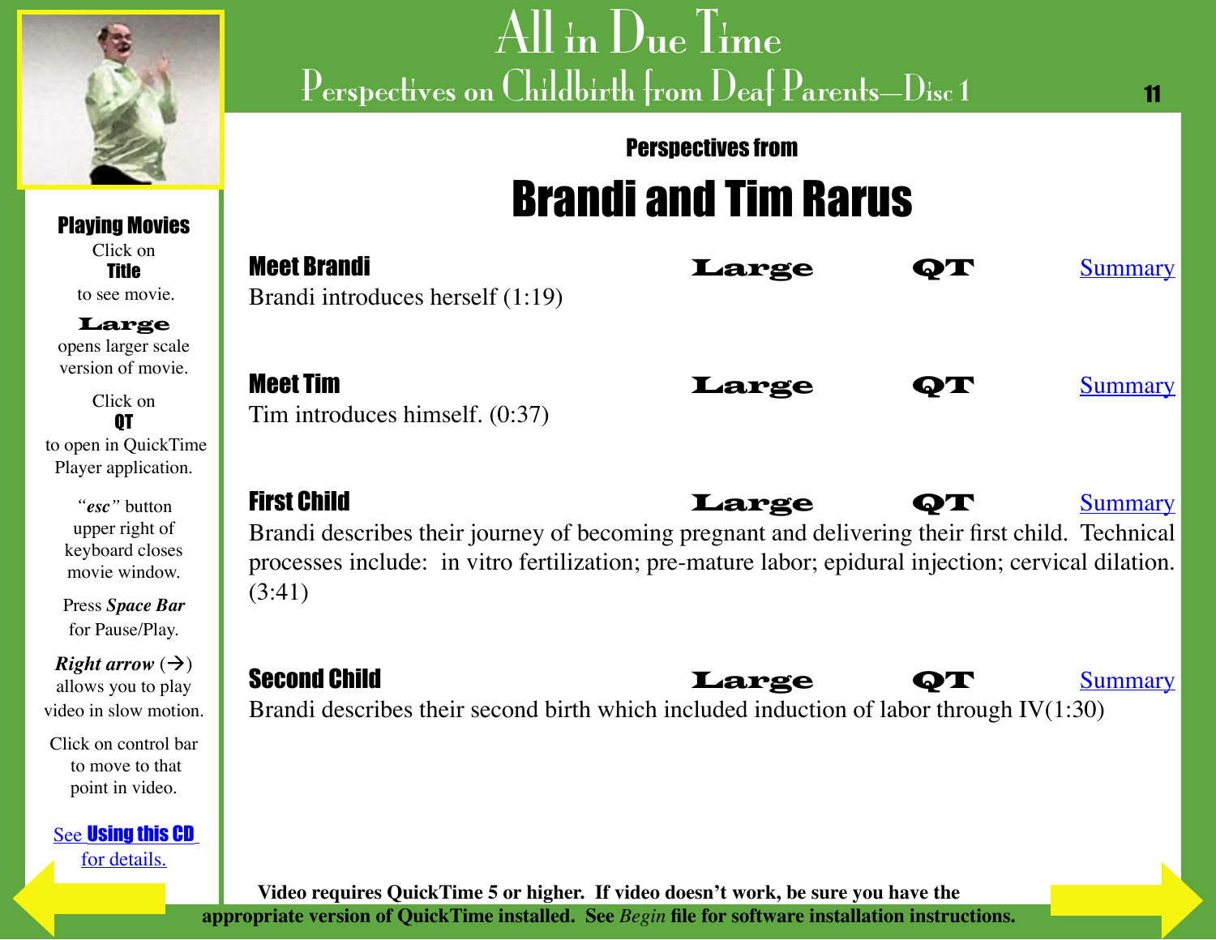# All in Due Time
## Perspectives on Childbirth from Deaf Parents—Disc 1

**Playing Movies**

Click on **Title** to see movie.

**Large** opens larger scale version of movie.

Click on **QT** to open in QuickTime Player application.

*"esc"* button upper right of keyboard closes movie window.

Press ***Space Bar*** for Pause/Play.

***Right arrow*** (→) allows you to play video in slow motion.

Click on control bar to move to that point in video.

See **Using this CD** for details.

### Perspectives from
# Brandi and Tim Rarus

**Meet Brandi** | **Large** | **QT** | Summary

Brandi introduces herself (1:19)

**Meet Tim** | **Large** | **QT** | Summary

Tim introduces himself. (0:37)

**First Child** | **Large** | **QT** | Summary

Brandi describes their journey of becoming pregnant and delivering their first child. Technical processes include: in vitro fertilization; pre-mature labor; epidural injection; cervical dilation. (3:41)

**Second Child** | **Large** | **QT** | Summary

Brandi describes their second birth which included induction of labor through IV(1:30)

**Video requires QuickTime 5 or higher. If video doesn't work, be sure you have the appropriate version of QuickTime installed. See *Begin* file for software installation instructions.**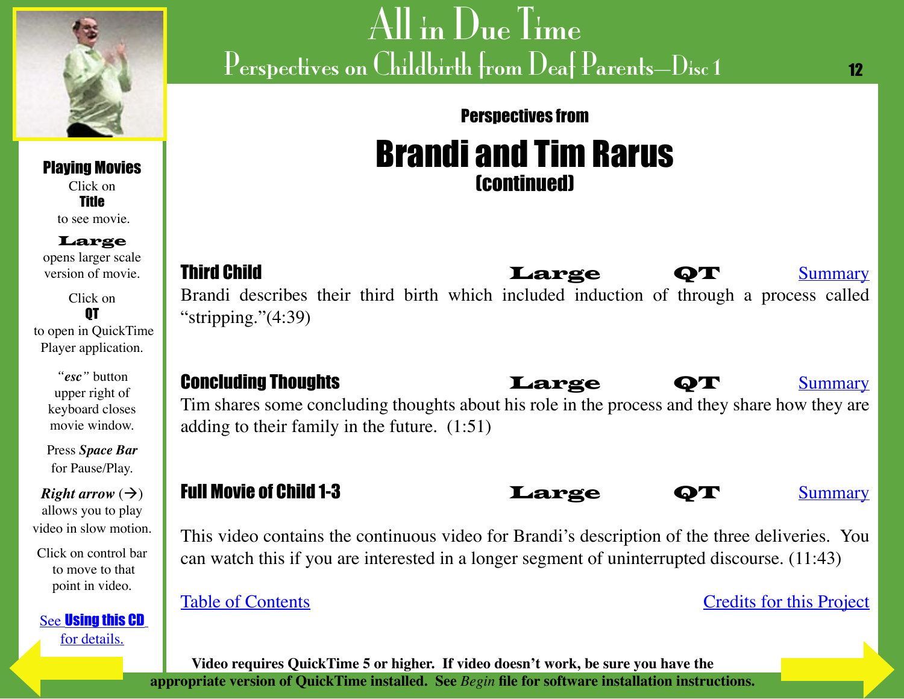# All in Due Time

## Perspectives on Childbirth from Deaf Parents—Disc 1

**Playing Movies**
Click on
**Title**
to see movie.

**Large**
opens larger scale version of movie.

Click on
**QT**
to open in QuickTime Player application.

*"esc"* button upper right of keyboard closes movie window.

Press ***Space Bar*** for Pause/Play.

***Right arrow*** (→) allows you to play video in slow motion.

Click on control bar to move to that point in video.

See **Using this CD** for details.

### Perspectives from

# Brandi and Tim Rarus

### (continued)

**Third Child** — **Large** — **QT** — Summary

Brandi describes their third birth which included induction of through a process called "stripping."(4:39)

**Concluding Thoughts** — **Large** — **QT** — Summary

Tim shares some concluding thoughts about his role in the process and they share how they are adding to their family in the future. (1:51)

**Full Movie of Child 1-3** — **Large** — **QT** — Summary

This video contains the continuous video for Brandi's description of the three deliveries. You can watch this if you are interested in a longer segment of uninterrupted discourse. (11:43)

Table of Contents

Credits for this Project

**Video requires QuickTime 5 or higher. If video doesn't work, be sure you have the appropriate version of QuickTime installed. See *Begin* file for software installation instructions.**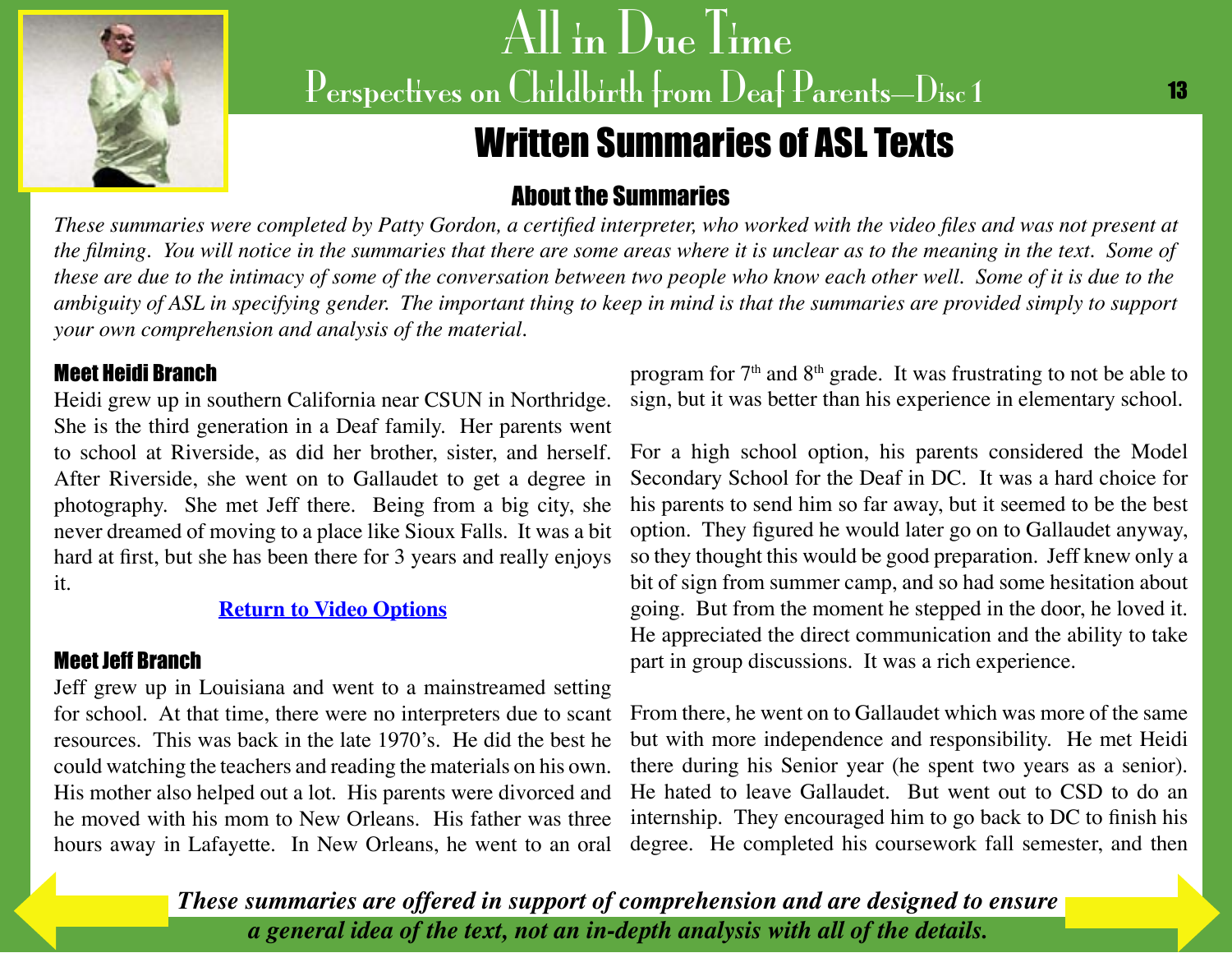# Written Summaries of ASL Texts

## About the Summaries

*These summaries were completed by Patty Gordon, a certified interpreter, who worked with the video files and was not present at the filming. You will notice in the summaries that there are some areas where it is unclear as to the meaning in the text. Some of these are due to the intimacy of some of the conversation between two people who know each other well. Some of it is due to the ambiguity of ASL in specifying gender. The important thing to keep in mind is that the summaries are provided simply to support your own comprehension and analysis of the material.*

### Meet Heidi Branch

Heidi grew up in southern California near CSUN in Northridge. She is the third generation in a Deaf family. Her parents went to school at Riverside, as did her brother, sister, and herself. After Riverside, she went on to Gallaudet to get a degree in photography. She met Jeff there. Being from a big city, she never dreamed of moving to a place like Sioux Falls. It was a bit hard at first, but she has been there for 3 years and really enjoys it.

[Return to Video Options]

### Meet Jeff Branch

Jeff grew up in Louisiana and went to a mainstreamed setting for school. At that time, there were no interpreters due to scant resources. This was back in the late 1970's. He did the best he could watching the teachers and reading the materials on his own. His mother also helped out a lot. His parents were divorced and he moved with his mom to New Orleans. His father was three hours away in Lafayette. In New Orleans, he went to an oral program for 7th and 8th grade. It was frustrating to not be able to sign, but it was better than his experience in elementary school.

For a high school option, his parents considered the Model Secondary School for the Deaf in DC. It was a hard choice for his parents to send him so far away, but it seemed to be the best option. They figured he would later go on to Gallaudet anyway, so they thought this would be good preparation. Jeff knew only a bit of sign from summer camp, and so had some hesitation about going. But from the moment he stepped in the door, he loved it. He appreciated the direct communication and the ability to take part in group discussions. It was a rich experience.

From there, he went on to Gallaudet which was more of the same but with more independence and responsibility. He met Heidi there during his Senior year (he spent two years as a senior). He hated to leave Gallaudet. But went out to CSD to do an internship. They encouraged him to go back to DC to finish his degree. He completed his coursework fall semester, and then

***These summaries are offered in support of comprehension and are designed to ensure a general idea of the text, not an in-depth analysis with all of the details.***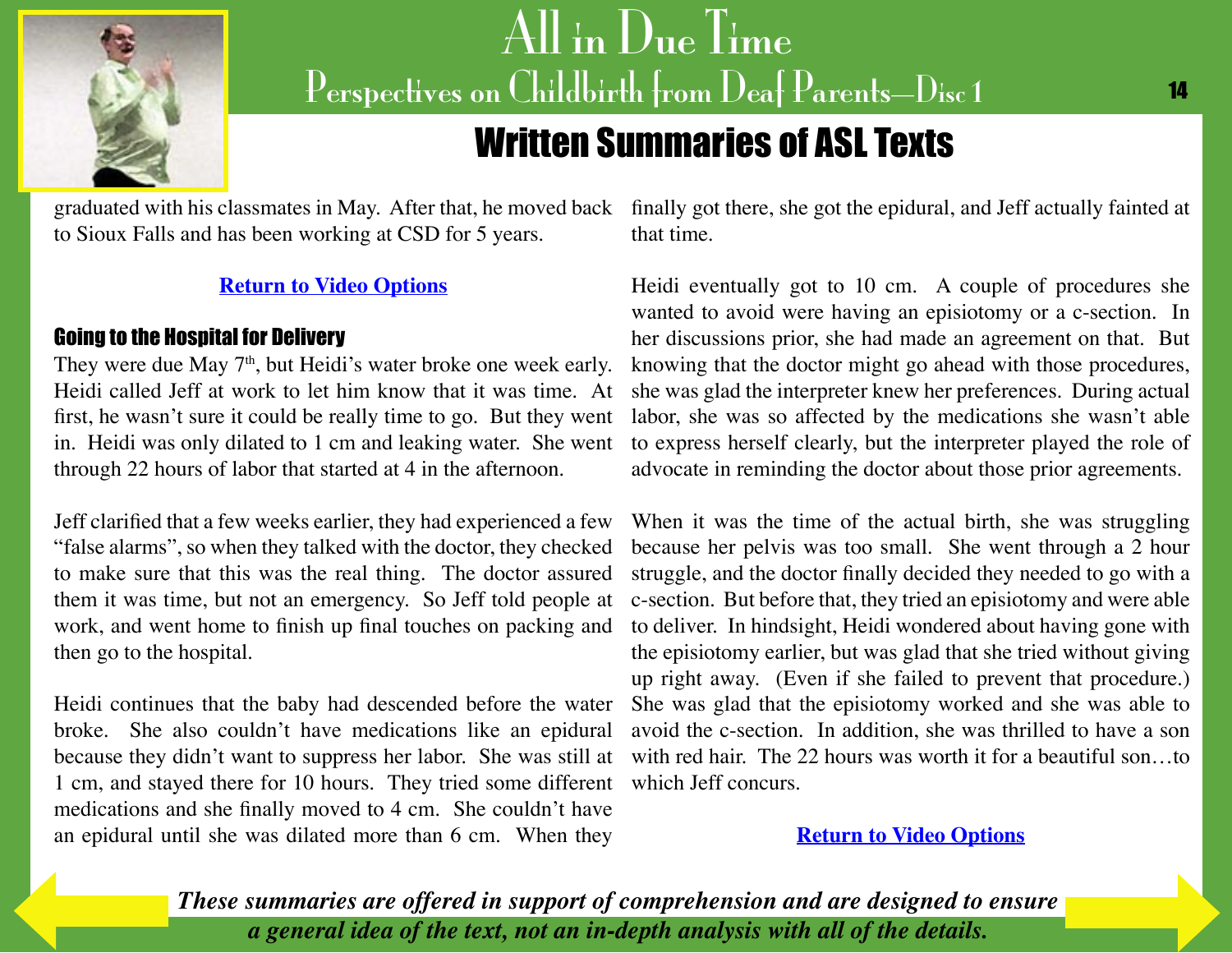graduated with his classmates in May. After that, he moved back to Sioux Falls and has been working at CSD for 5 years.

**Return to Video Options**

### Going to the Hospital for Delivery

They were due May 7th, but Heidi's water broke one week early. Heidi called Jeff at work to let him know that it was time. At first, he wasn't sure it could be really time to go. But they went in. Heidi was only dilated to 1 cm and leaking water. She went through 22 hours of labor that started at 4 in the afternoon.

Jeff clarified that a few weeks earlier, they had experienced a few "false alarms", so when they talked with the doctor, they checked to make sure that this was the real thing. The doctor assured them it was time, but not an emergency. So Jeff told people at work, and went home to finish up final touches on packing and then go to the hospital.

Heidi continues that the baby had descended before the water broke. She also couldn't have medications like an epidural because they didn't want to suppress her labor. She was still at 1 cm, and stayed there for 10 hours. They tried some different medications and she finally moved to 4 cm. She couldn't have an epidural until she was dilated more than 6 cm. When they finally got there, she got the epidural, and Jeff actually fainted at that time.

Heidi eventually got to 10 cm. A couple of procedures she wanted to avoid were having an episiotomy or a c-section. In her discussions prior, she had made an agreement on that. But knowing that the doctor might go ahead with those procedures, she was glad the interpreter knew her preferences. During actual labor, she was so affected by the medications she wasn't able to express herself clearly, but the interpreter played the role of advocate in reminding the doctor about those prior agreements.

When it was the time of the actual birth, she was struggling because her pelvis was too small. She went through a 2 hour struggle, and the doctor finally decided they needed to go with a c-section. But before that, they tried an episiotomy and were able to deliver. In hindsight, Heidi wondered about having gone with the episiotomy earlier, but was glad that she tried without giving up right away. (Even if she failed to prevent that procedure.) She was glad that the episiotomy worked and she was able to avoid the c-section. In addition, she was thrilled to have a son with red hair. The 22 hours was worth it for a beautiful son…to which Jeff concurs.

**Return to Video Options**

***These summaries are offered in support of comprehension and are designed to ensure a general idea of the text, not an in-depth analysis with all of the details.***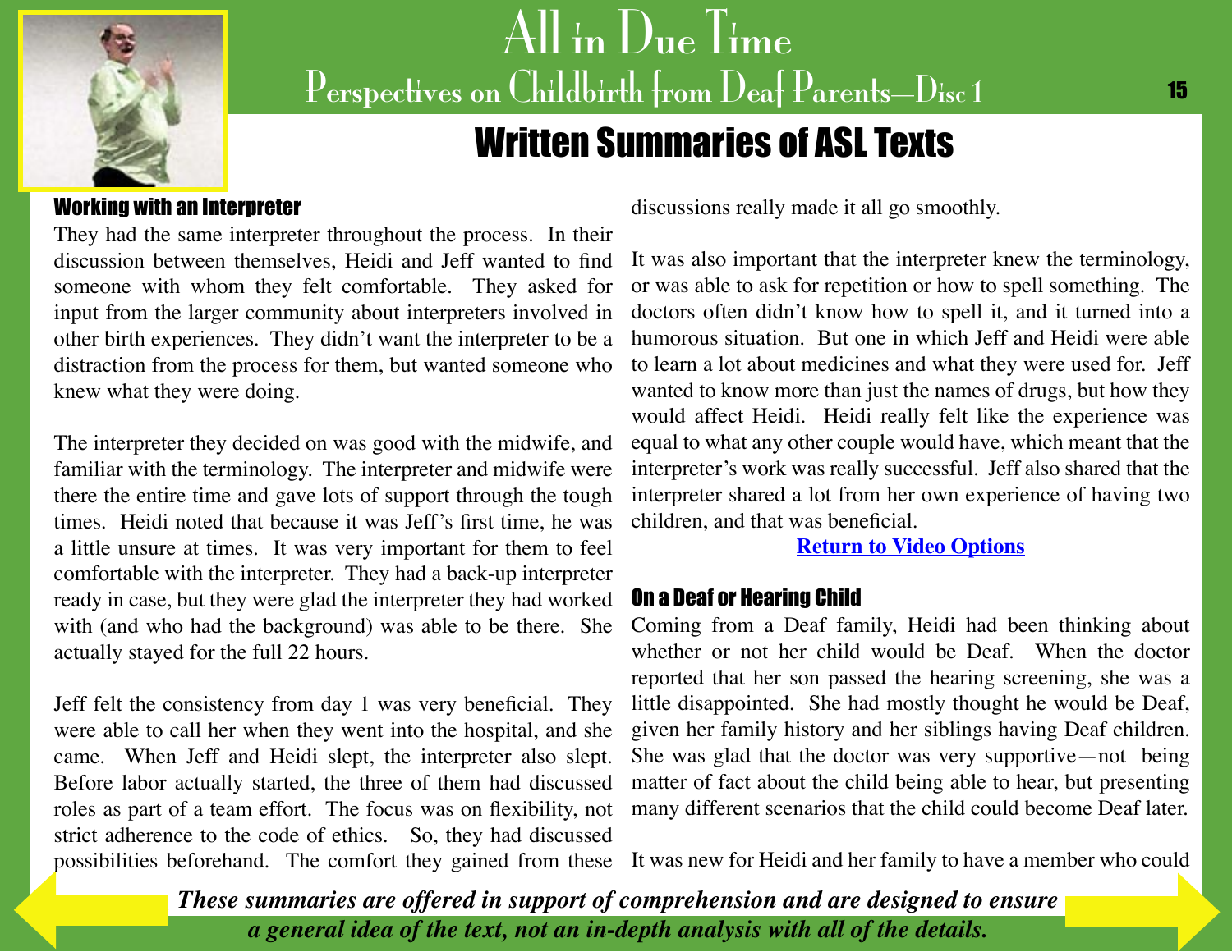## Written Summaries of ASL Texts

### Working with an Interpreter

They had the same interpreter throughout the process. In their discussion between themselves, Heidi and Jeff wanted to find someone with whom they felt comfortable. They asked for input from the larger community about interpreters involved in other birth experiences. They didn't want the interpreter to be a distraction from the process for them, but wanted someone who knew what they were doing.

The interpreter they decided on was good with the midwife, and familiar with the terminology. The interpreter and midwife were there the entire time and gave lots of support through the tough times. Heidi noted that because it was Jeff's first time, he was a little unsure at times. It was very important for them to feel comfortable with the interpreter. They had a back-up interpreter ready in case, but they were glad the interpreter they had worked with (and who had the background) was able to be there. She actually stayed for the full 22 hours.

Jeff felt the consistency from day 1 was very beneficial. They were able to call her when they went into the hospital, and she came. When Jeff and Heidi slept, the interpreter also slept. Before labor actually started, the three of them had discussed roles as part of a team effort. The focus was on flexibility, not strict adherence to the code of ethics. So, they had discussed possibilities beforehand. The comfort they gained from these discussions really made it all go smoothly.

It was also important that the interpreter knew the terminology, or was able to ask for repetition or how to spell something. The doctors often didn't know how to spell it, and it turned into a humorous situation. But one in which Jeff and Heidi were able to learn a lot about medicines and what they were used for. Jeff wanted to know more than just the names of drugs, but how they would affect Heidi. Heidi really felt like the experience was equal to what any other couple would have, which meant that the interpreter's work was really successful. Jeff also shared that the interpreter shared a lot from her own experience of having two children, and that was beneficial.

**Return to Video Options**

### On a Deaf or Hearing Child

Coming from a Deaf family, Heidi had been thinking about whether or not her child would be Deaf. When the doctor reported that her son passed the hearing screening, she was a little disappointed. She had mostly thought he would be Deaf, given her family history and her siblings having Deaf children. She was glad that the doctor was very supportive—not being matter of fact about the child being able to hear, but presenting many different scenarios that the child could become Deaf later.

It was new for Heidi and her family to have a member who could

*These summaries are offered in support of comprehension and are designed to ensure a general idea of the text, not an in-depth analysis with all of the details.*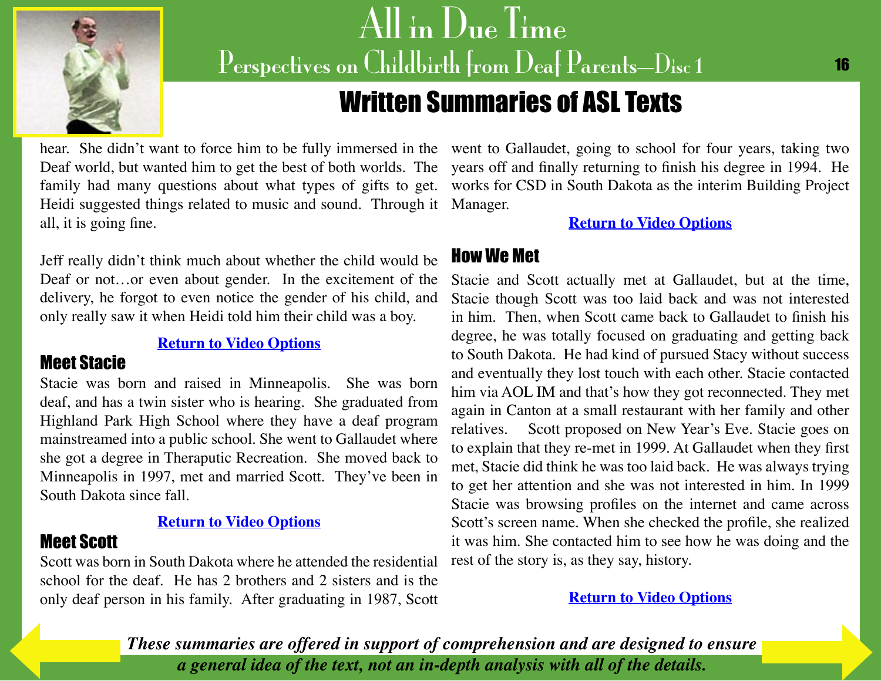hear. She didn't want to force him to be fully immersed in the Deaf world, but wanted him to get the best of both worlds. The family had many questions about what types of gifts to get. Heidi suggested things related to music and sound. Through it all, it is going fine.

Jeff really didn't think much about whether the child would be Deaf or not…or even about gender. In the excitement of the delivery, he forgot to even notice the gender of his child, and only really saw it when Heidi told him their child was a boy.

**Return to Video Options**

## Meet Stacie

Stacie was born and raised in Minneapolis. She was born deaf, and has a twin sister who is hearing. She graduated from Highland Park High School where they have a deaf program mainstreamed into a public school. She went to Gallaudet where she got a degree in Theraputic Recreation. She moved back to Minneapolis in 1997, met and married Scott. They've been in South Dakota since fall.

**Return to Video Options**

## Meet Scott

Scott was born in South Dakota where he attended the residential school for the deaf. He has 2 brothers and 2 sisters and is the only deaf person in his family. After graduating in 1987, Scott went to Gallaudet, going to school for four years, taking two years off and finally returning to finish his degree in 1994. He works for CSD in South Dakota as the interim Building Project Manager.

**Return to Video Options**

## How We Met

Stacie and Scott actually met at Gallaudet, but at the time, Stacie though Scott was too laid back and was not interested in him. Then, when Scott came back to Gallaudet to finish his degree, he was totally focused on graduating and getting back to South Dakota. He had kind of pursued Stacy without success and eventually they lost touch with each other. Stacie contacted him via AOL IM and that's how they got reconnected. They met again in Canton at a small restaurant with her family and other relatives. Scott proposed on New Year's Eve. Stacie goes on to explain that they re-met in 1999. At Gallaudet when they first met, Stacie did think he was too laid back. He was always trying to get her attention and she was not interested in him. In 1999 Stacie was browsing profiles on the internet and came across Scott's screen name. When she checked the profile, she realized it was him. She contacted him to see how he was doing and the rest of the story is, as they say, history.

**Return to Video Options**

***These summaries are offered in support of comprehension and are designed to ensure a general idea of the text, not an in-depth analysis with all of the details.***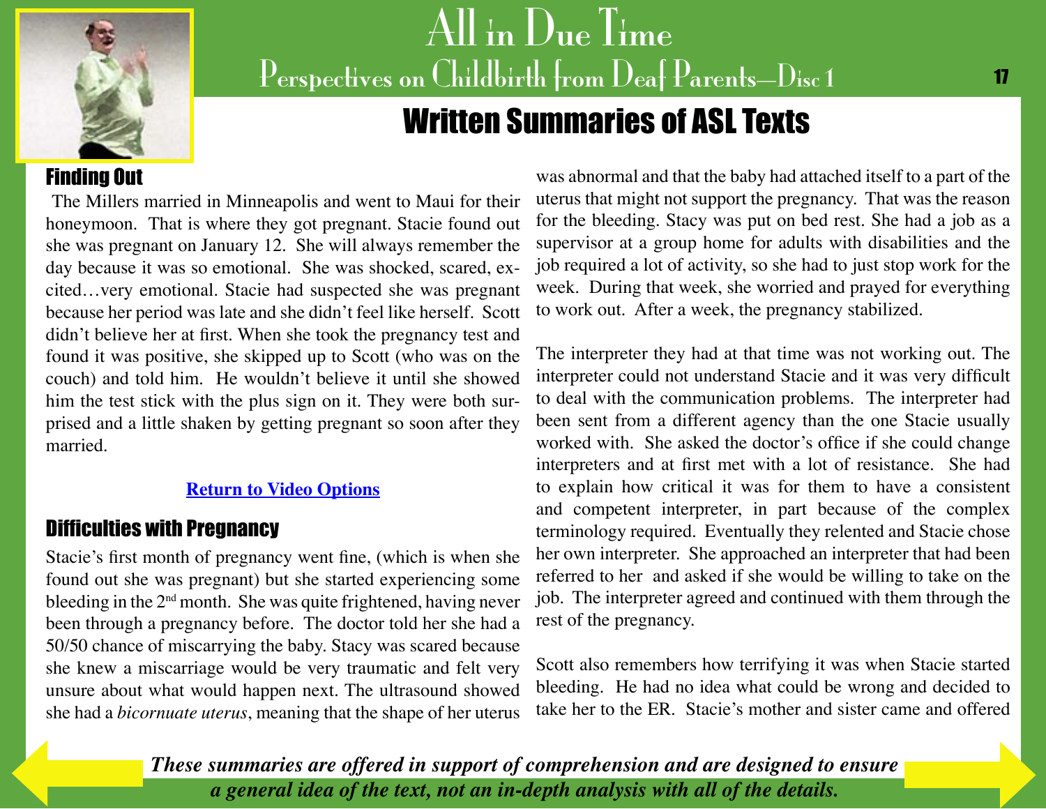## Written Summaries of ASL Texts

### Finding Out

The Millers married in Minneapolis and went to Maui for their honeymoon. That is where they got pregnant. Stacie found out she was pregnant on January 12. She will always remember the day because it was so emotional. She was shocked, scared, excited…very emotional. Stacie had suspected she was pregnant because her period was late and she didn't feel like herself. Scott didn't believe her at first. When she took the pregnancy test and found it was positive, she skipped up to Scott (who was on the couch) and told him. He wouldn't believe it until she showed him the test stick with the plus sign on it. They were both surprised and a little shaken by getting pregnant so soon after they married.

Return to Video Options

### Difficulties with Pregnancy

Stacie's first month of pregnancy went fine, (which is when she found out she was pregnant) but she started experiencing some bleeding in the 2nd month. She was quite frightened, having never been through a pregnancy before. The doctor told her she had a 50/50 chance of miscarrying the baby. Stacy was scared because she knew a miscarriage would be very traumatic and felt very unsure about what would happen next. The ultrasound showed she had a *bicornuate uterus*, meaning that the shape of her uterus was abnormal and that the baby had attached itself to a part of the uterus that might not support the pregnancy. That was the reason for the bleeding. Stacy was put on bed rest. She had a job as a supervisor at a group home for adults with disabilities and the job required a lot of activity, so she had to just stop work for the week. During that week, she worried and prayed for everything to work out. After a week, the pregnancy stabilized.

The interpreter they had at that time was not working out. The interpreter could not understand Stacie and it was very difficult to deal with the communication problems. The interpreter had been sent from a different agency than the one Stacie usually worked with. She asked the doctor's office if she could change interpreters and at first met with a lot of resistance. She had to explain how critical it was for them to have a consistent and competent interpreter, in part because of the complex terminology required. Eventually they relented and Stacie chose her own interpreter. She approached an interpreter that had been referred to her and asked if she would be willing to take on the job. The interpreter agreed and continued with them through the rest of the pregnancy.

Scott also remembers how terrifying it was when Stacie started bleeding. He had no idea what could be wrong and decided to take her to the ER. Stacie's mother and sister came and offered

***These summaries are offered in support of comprehension and are designed to ensure a general idea of the text, not an in-depth analysis with all of the details.***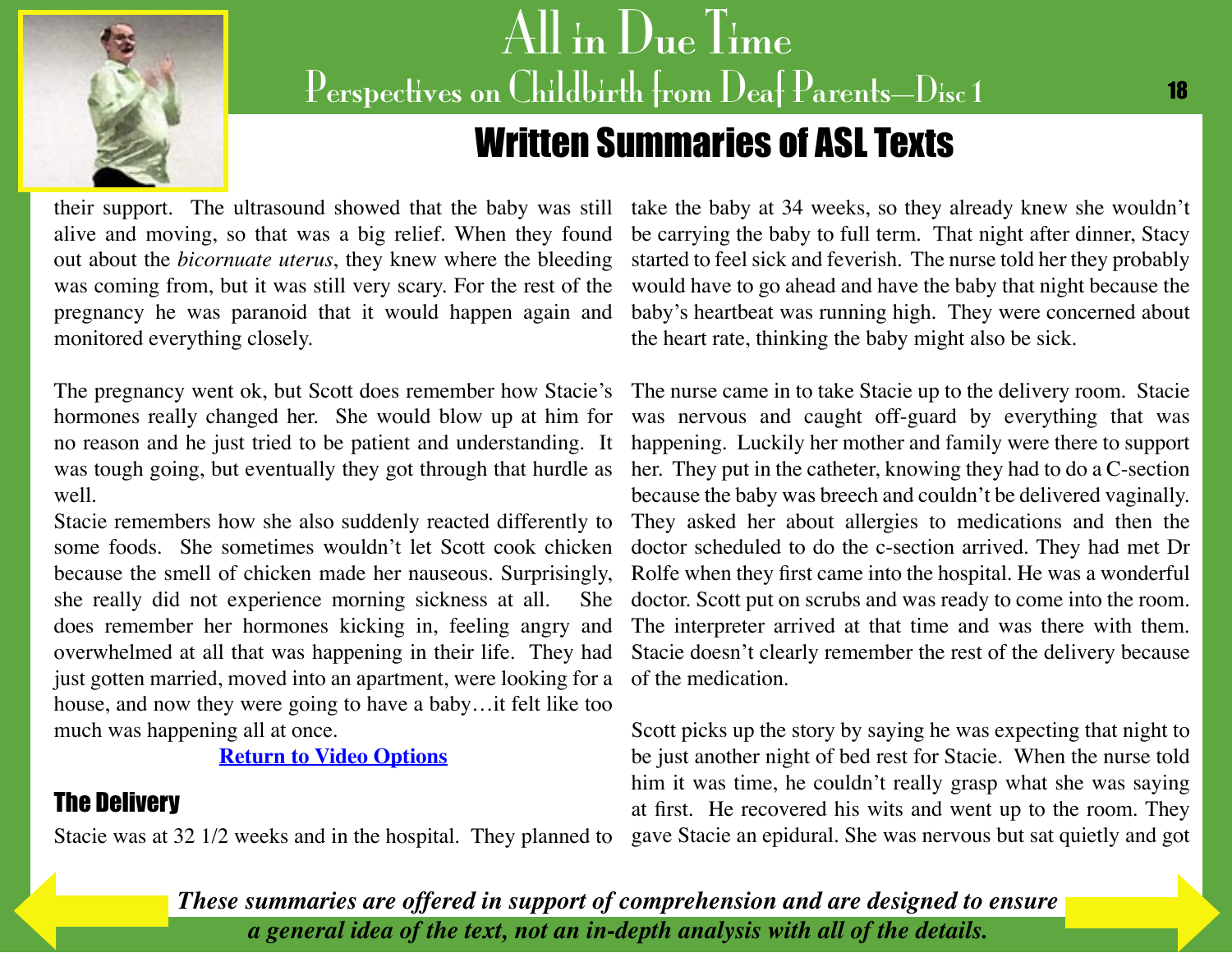their support. The ultrasound showed that the baby was still alive and moving, so that was a big relief. When they found out about the *bicornuate uterus*, they knew where the bleeding was coming from, but it was still very scary. For the rest of the pregnancy he was paranoid that it would happen again and monitored everything closely.

The pregnancy went ok, but Scott does remember how Stacie's hormones really changed her. She would blow up at him for no reason and he just tried to be patient and understanding. It was tough going, but eventually they got through that hurdle as well.

Stacie remembers how she also suddenly reacted differently to some foods. She sometimes wouldn't let Scott cook chicken because the smell of chicken made her nauseous. Surprisingly, she really did not experience morning sickness at all. She does remember her hormones kicking in, feeling angry and overwhelmed at all that was happening in their life. They had just gotten married, moved into an apartment, were looking for a house, and now they were going to have a baby…it felt like too much was happening all at once.

[Return to Video Options]

## The Delivery

Stacie was at 32 1/2 weeks and in the hospital. They planned to take the baby at 34 weeks, so they already knew she wouldn't be carrying the baby to full term. That night after dinner, Stacy started to feel sick and feverish. The nurse told her they probably would have to go ahead and have the baby that night because the baby's heartbeat was running high. They were concerned about the heart rate, thinking the baby might also be sick.

The nurse came in to take Stacie up to the delivery room. Stacie was nervous and caught off-guard by everything that was happening. Luckily her mother and family were there to support her. They put in the catheter, knowing they had to do a C-section because the baby was breech and couldn't be delivered vaginally. They asked her about allergies to medications and then the doctor scheduled to do the c-section arrived. They had met Dr Rolfe when they first came into the hospital. He was a wonderful doctor. Scott put on scrubs and was ready to come into the room. The interpreter arrived at that time and was there with them. Stacie doesn't clearly remember the rest of the delivery because of the medication.

Scott picks up the story by saying he was expecting that night to be just another night of bed rest for Stacie. When the nurse told him it was time, he couldn't really grasp what she was saying at first. He recovered his wits and went up to the room. They gave Stacie an epidural. She was nervous but sat quietly and got

***These summaries are offered in support of comprehension and are designed to ensure a general idea of the text, not an in-depth analysis with all of the details.***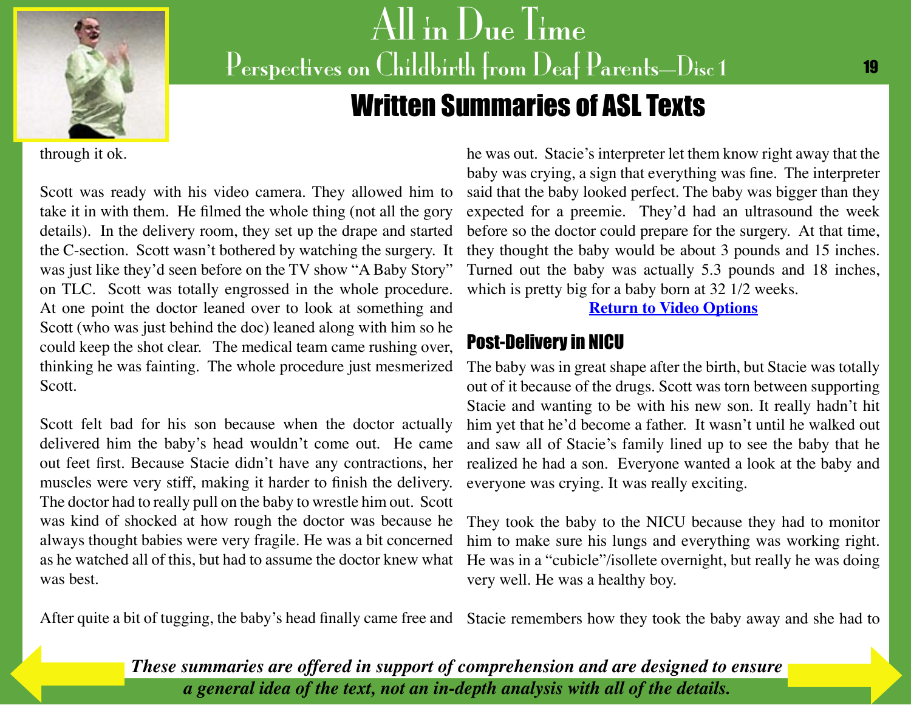through it ok.

Scott was ready with his video camera. They allowed him to take it in with them. He filmed the whole thing (not all the gory details). In the delivery room, they set up the drape and started the C-section. Scott wasn't bothered by watching the surgery. It was just like they'd seen before on the TV show "A Baby Story" on TLC. Scott was totally engrossed in the whole procedure. At one point the doctor leaned over to look at something and Scott (who was just behind the doc) leaned along with him so he could keep the shot clear. The medical team came rushing over, thinking he was fainting. The whole procedure just mesmerized Scott.

Scott felt bad for his son because when the doctor actually delivered him the baby's head wouldn't come out. He came out feet first. Because Stacie didn't have any contractions, her muscles were very stiff, making it harder to finish the delivery. The doctor had to really pull on the baby to wrestle him out. Scott was kind of shocked at how rough the doctor was because he always thought babies were very fragile. He was a bit concerned as he watched all of this, but had to assume the doctor knew what was best.

After quite a bit of tugging, the baby's head finally came free and he was out. Stacie's interpreter let them know right away that the baby was crying, a sign that everything was fine. The interpreter said that the baby looked perfect. The baby was bigger than they expected for a preemie. They'd had an ultrasound the week before so the doctor could prepare for the surgery. At that time, they thought the baby would be about 3 pounds and 15 inches. Turned out the baby was actually 5.3 pounds and 18 inches, which is pretty big for a baby born at 32 1/2 weeks.

**Return to Video Options**

## Post-Delivery in NICU

The baby was in great shape after the birth, but Stacie was totally out of it because of the drugs. Scott was torn between supporting Stacie and wanting to be with his new son. It really hadn't hit him yet that he'd become a father. It wasn't until he walked out and saw all of Stacie's family lined up to see the baby that he realized he had a son. Everyone wanted a look at the baby and everyone was crying. It was really exciting.

They took the baby to the NICU because they had to monitor him to make sure his lungs and everything was working right. He was in a "cubicle"/isollete overnight, but really he was doing very well. He was a healthy boy.

Stacie remembers how they took the baby away and she had to

***These summaries are offered in support of comprehension and are designed to ensure a general idea of the text, not an in-depth analysis with all of the details.***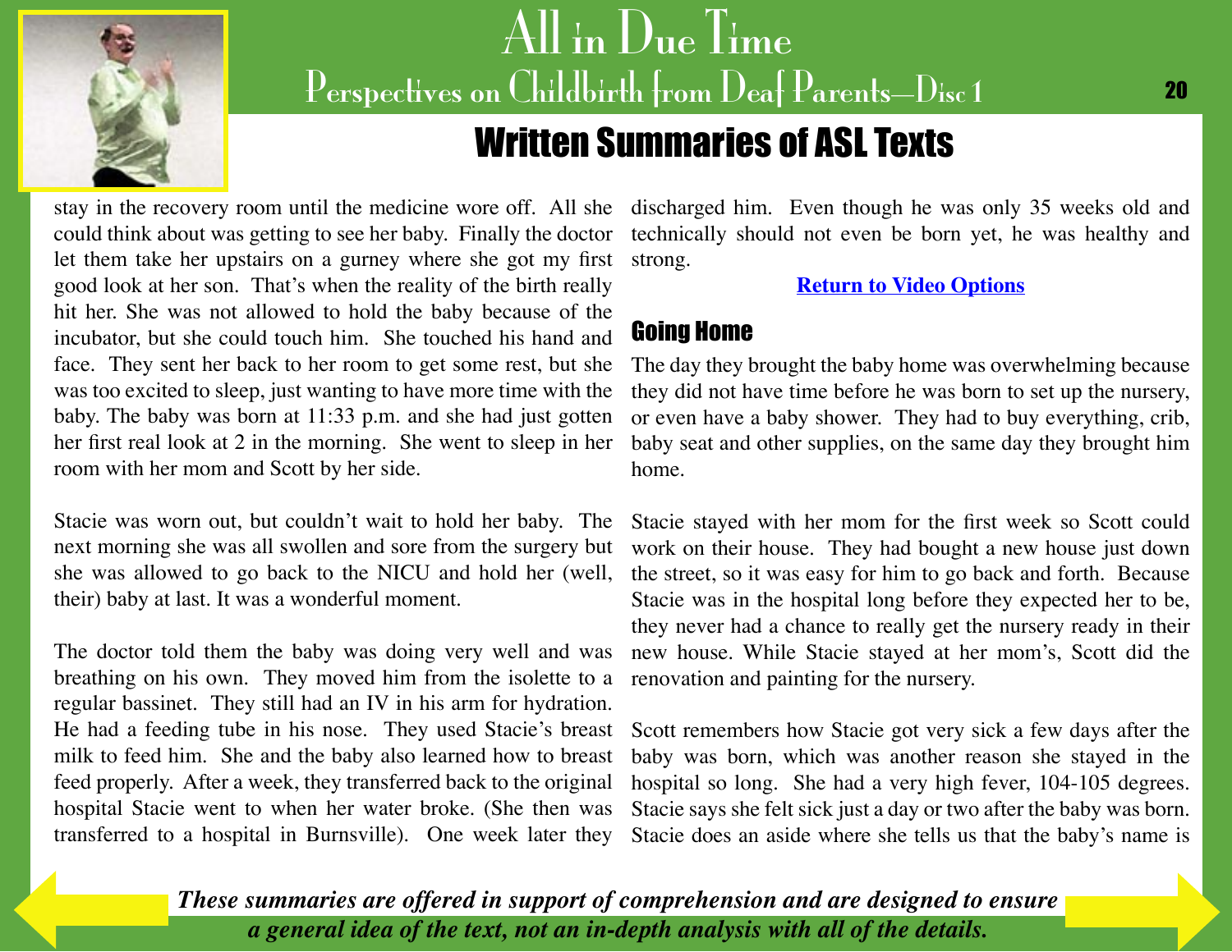stay in the recovery room until the medicine wore off. All she could think about was getting to see her baby. Finally the doctor let them take her upstairs on a gurney where she got my first good look at her son. That's when the reality of the birth really hit her. She was not allowed to hold the baby because of the incubator, but she could touch him. She touched his hand and face. They sent her back to her room to get some rest, but she was too excited to sleep, just wanting to have more time with the baby. The baby was born at 11:33 p.m. and she had just gotten her first real look at 2 in the morning. She went to sleep in her room with her mom and Scott by her side.

Stacie was worn out, but couldn't wait to hold her baby. The next morning she was all swollen and sore from the surgery but she was allowed to go back to the NICU and hold her (well, their) baby at last. It was a wonderful moment.

The doctor told them the baby was doing very well and was breathing on his own. They moved him from the isolette to a regular bassinet. They still had an IV in his arm for hydration. He had a feeding tube in his nose. They used Stacie's breast milk to feed him. She and the baby also learned how to breast feed properly. After a week, they transferred back to the original hospital Stacie went to when her water broke. (She then was transferred to a hospital in Burnsville). One week later they discharged him. Even though he was only 35 weeks old and technically should not even be born yet, he was healthy and strong.

[Return to Video Options]

## Going Home

The day they brought the baby home was overwhelming because they did not have time before he was born to set up the nursery, or even have a baby shower. They had to buy everything, crib, baby seat and other supplies, on the same day they brought him home.

Stacie stayed with her mom for the first week so Scott could work on their house. They had bought a new house just down the street, so it was easy for him to go back and forth. Because Stacie was in the hospital long before they expected her to be, they never had a chance to really get the nursery ready in their new house. While Stacie stayed at her mom's, Scott did the renovation and painting for the nursery.

Scott remembers how Stacie got very sick a few days after the baby was born, which was another reason she stayed in the hospital so long. She had a very high fever, 104-105 degrees. Stacie says she felt sick just a day or two after the baby was born. Stacie does an aside where she tells us that the baby's name is

*These summaries are offered in support of comprehension and are designed to ensure a general idea of the text, not an in-depth analysis with all of the details.*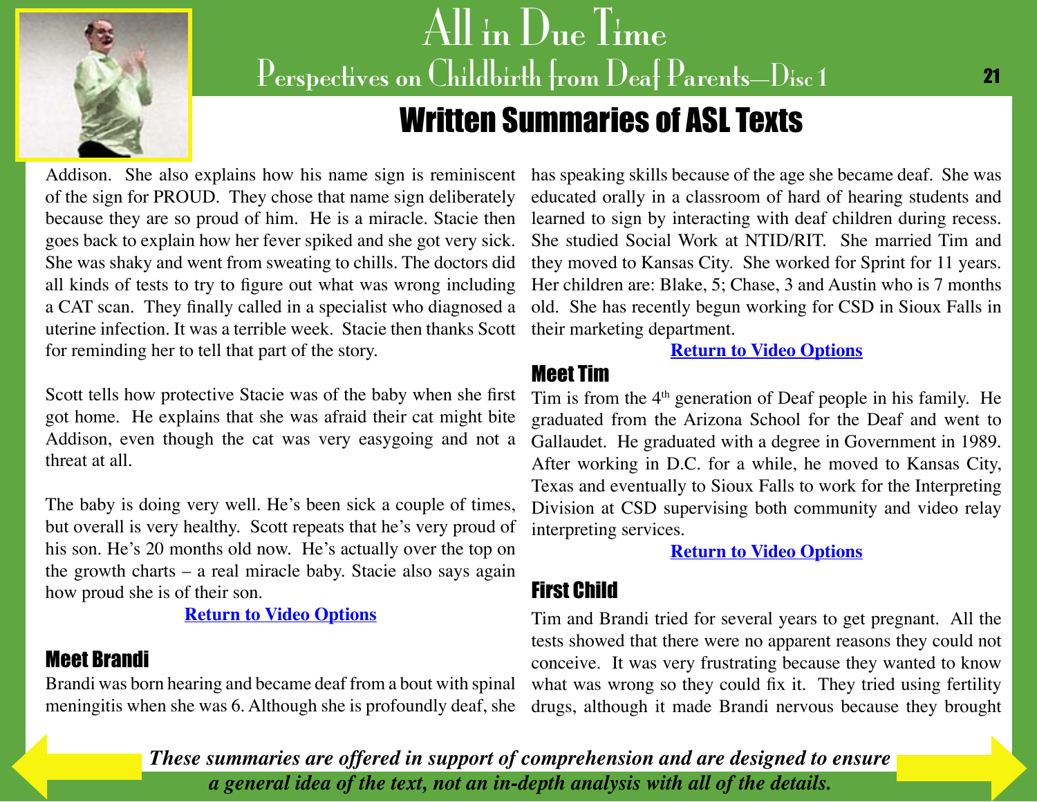## Written Summaries of ASL Texts

Addison. She also explains how his name sign is reminiscent of the sign for PROUD. They chose that name sign deliberately because they are so proud of him. He is a miracle. Stacie then goes back to explain how her fever spiked and she got very sick. She was shaky and went from sweating to chills. The doctors did all kinds of tests to try to figure out what was wrong including a CAT scan. They finally called in a specialist who diagnosed a uterine infection. It was a terrible week. Stacie then thanks Scott for reminding her to tell that part of the story.

Scott tells how protective Stacie was of the baby when she first got home. He explains that she was afraid their cat might bite Addison, even though the cat was very easygoing and not a threat at all.

The baby is doing very well. He's been sick a couple of times, but overall is very healthy. Scott repeats that he's very proud of his son. He's 20 months old now. He's actually over the top on the growth charts – a real miracle baby. Stacie also says again how proud she is of their son.

**Return to Video Options**

### Meet Brandi

Brandi was born hearing and became deaf from a bout with spinal meningitis when she was 6. Although she is profoundly deaf, she has speaking skills because of the age she became deaf. She was educated orally in a classroom of hard of hearing students and learned to sign by interacting with deaf children during recess. She studied Social Work at NTID/RIT. She married Tim and they moved to Kansas City. She worked for Sprint for 11 years. Her children are: Blake, 5; Chase, 3 and Austin who is 7 months old. She has recently begun working for CSD in Sioux Falls in their marketing department.

**Return to Video Options**

### Meet Tim

Tim is from the 4th generation of Deaf people in his family. He graduated from the Arizona School for the Deaf and went to Gallaudet. He graduated with a degree in Government in 1989. After working in D.C. for a while, he moved to Kansas City, Texas and eventually to Sioux Falls to work for the Interpreting Division at CSD supervising both community and video relay interpreting services.

**Return to Video Options**

### First Child

Tim and Brandi tried for several years to get pregnant. All the tests showed that there were no apparent reasons they could not conceive. It was very frustrating because they wanted to know what was wrong so they could fix it. They tried using fertility drugs, although it made Brandi nervous because they brought

***These summaries are offered in support of comprehension and are designed to ensure a general idea of the text, not an in-depth analysis with all of the details.***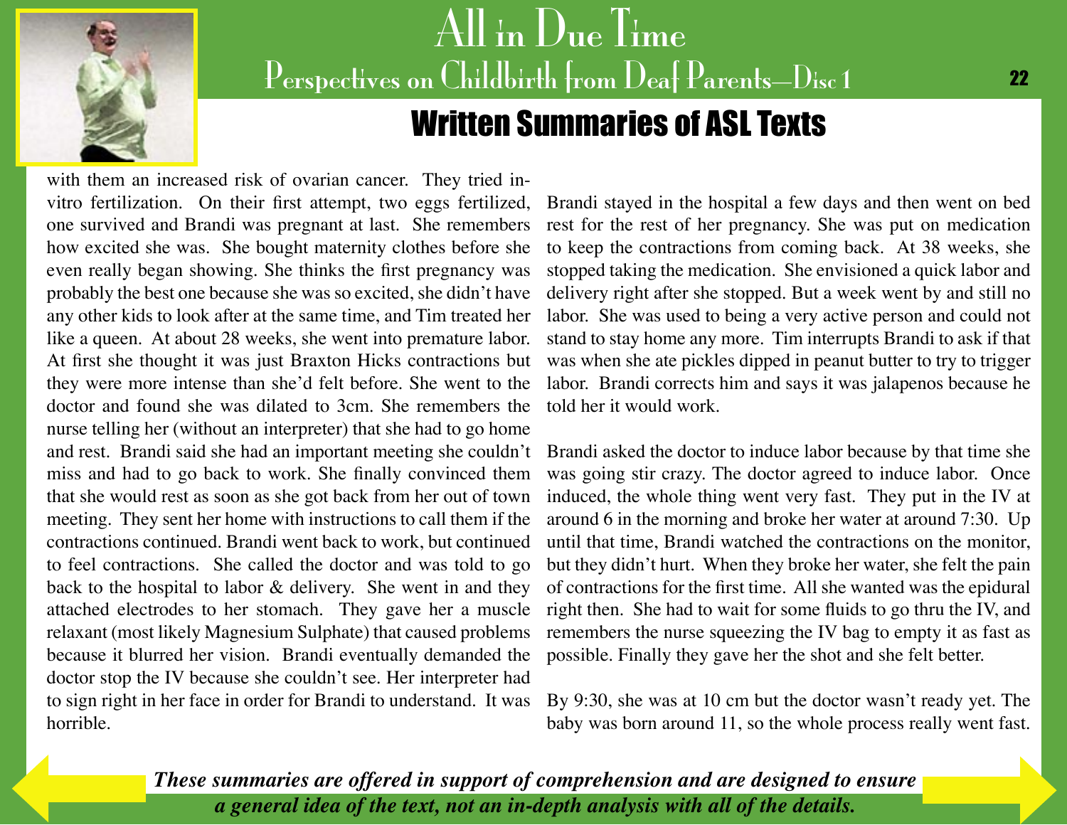with them an increased risk of ovarian cancer. They tried in-vitro fertilization. On their first attempt, two eggs fertilized, one survived and Brandi was pregnant at last. She remembers how excited she was. She bought maternity clothes before she even really began showing. She thinks the first pregnancy was probably the best one because she was so excited, she didn't have any other kids to look after at the same time, and Tim treated her like a queen. At about 28 weeks, she went into premature labor. At first she thought it was just Braxton Hicks contractions but they were more intense than she'd felt before. She went to the doctor and found she was dilated to 3cm. She remembers the nurse telling her (without an interpreter) that she had to go home and rest. Brandi said she had an important meeting she couldn't miss and had to go back to work. She finally convinced them that she would rest as soon as she got back from her out of town meeting. They sent her home with instructions to call them if the contractions continued. Brandi went back to work, but continued to feel contractions. She called the doctor and was told to go back to the hospital to labor & delivery. She went in and they attached electrodes to her stomach. They gave her a muscle relaxant (most likely Magnesium Sulphate) that caused problems because it blurred her vision. Brandi eventually demanded the doctor stop the IV because she couldn't see. Her interpreter had to sign right in her face in order for Brandi to understand. It was horrible.

Brandi stayed in the hospital a few days and then went on bed rest for the rest of her pregnancy. She was put on medication to keep the contractions from coming back. At 38 weeks, she stopped taking the medication. She envisioned a quick labor and delivery right after she stopped. But a week went by and still no labor. She was used to being a very active person and could not stand to stay home any more. Tim interrupts Brandi to ask if that was when she ate pickles dipped in peanut butter to try to trigger labor. Brandi corrects him and says it was jalapenos because he told her it would work.

Brandi asked the doctor to induce labor because by that time she was going stir crazy. The doctor agreed to induce labor. Once induced, the whole thing went very fast. They put in the IV at around 6 in the morning and broke her water at around 7:30. Up until that time, Brandi watched the contractions on the monitor, but they didn't hurt. When they broke her water, she felt the pain of contractions for the first time. All she wanted was the epidural right then. She had to wait for some fluids to go thru the IV, and remembers the nurse squeezing the IV bag to empty it as fast as possible. Finally they gave her the shot and she felt better.

By 9:30, she was at 10 cm but the doctor wasn't ready yet. The baby was born around 11, so the whole process really went fast.

***These summaries are offered in support of comprehension and are designed to ensure a general idea of the text, not an in-depth analysis with all of the details.***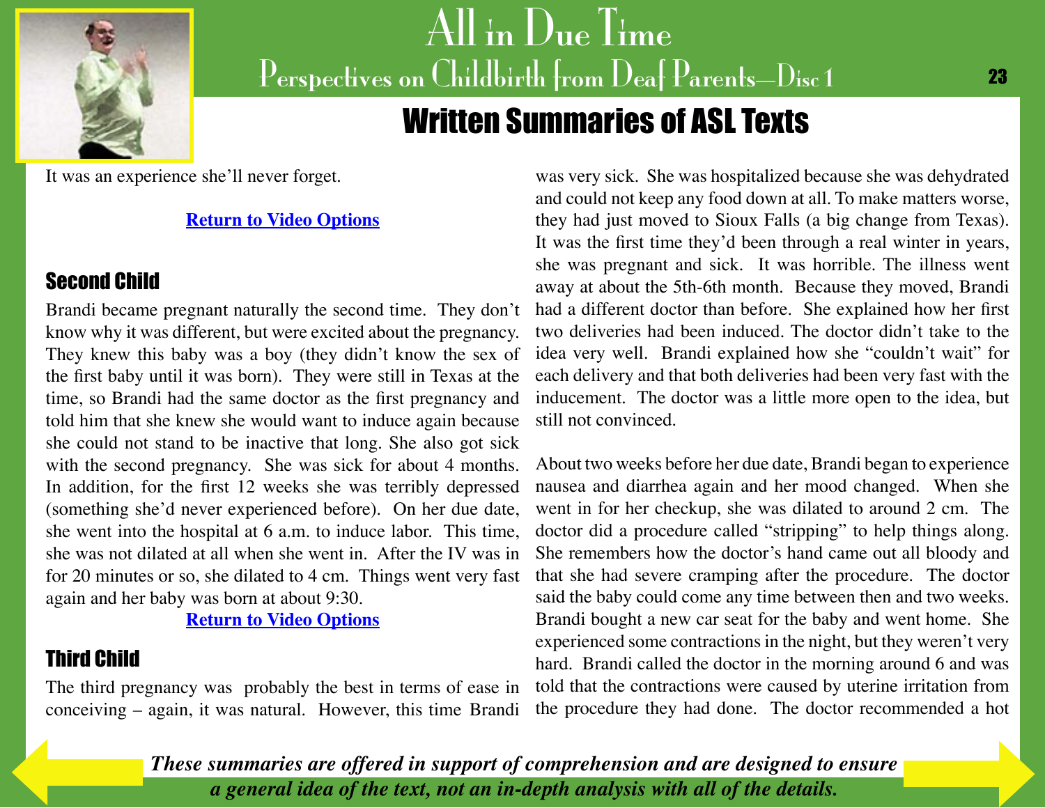It was an experience she'll never forget.

[Return to Video Options]

## Second Child

Brandi became pregnant naturally the second time. They don't know why it was different, but were excited about the pregnancy. They knew this baby was a boy (they didn't know the sex of the first baby until it was born). They were still in Texas at the time, so Brandi had the same doctor as the first pregnancy and told him that she knew she would want to induce again because she could not stand to be inactive that long. She also got sick with the second pregnancy. She was sick for about 4 months. In addition, for the first 12 weeks she was terribly depressed (something she'd never experienced before). On her due date, she went into the hospital at 6 a.m. to induce labor. This time, she was not dilated at all when she went in. After the IV was in for 20 minutes or so, she dilated to 4 cm. Things went very fast again and her baby was born at about 9:30.

[Return to Video Options]

## Third Child

The third pregnancy was probably the best in terms of ease in conceiving – again, it was natural. However, this time Brandi was very sick. She was hospitalized because she was dehydrated and could not keep any food down at all. To make matters worse, they had just moved to Sioux Falls (a big change from Texas). It was the first time they'd been through a real winter in years, she was pregnant and sick. It was horrible. The illness went away at about the 5th-6th month. Because they moved, Brandi had a different doctor than before. She explained how her first two deliveries had been induced. The doctor didn't take to the idea very well. Brandi explained how she "couldn't wait" for each delivery and that both deliveries had been very fast with the inducement. The doctor was a little more open to the idea, but still not convinced.

About two weeks before her due date, Brandi began to experience nausea and diarrhea again and her mood changed. When she went in for her checkup, she was dilated to around 2 cm. The doctor did a procedure called "stripping" to help things along. She remembers how the doctor's hand came out all bloody and that she had severe cramping after the procedure. The doctor said the baby could come any time between then and two weeks. Brandi bought a new car seat for the baby and went home. She experienced some contractions in the night, but they weren't very hard. Brandi called the doctor in the morning around 6 and was told that the contractions were caused by uterine irritation from the procedure they had done. The doctor recommended a hot

***These summaries are offered in support of comprehension and are designed to ensure a general idea of the text, not an in-depth analysis with all of the details.***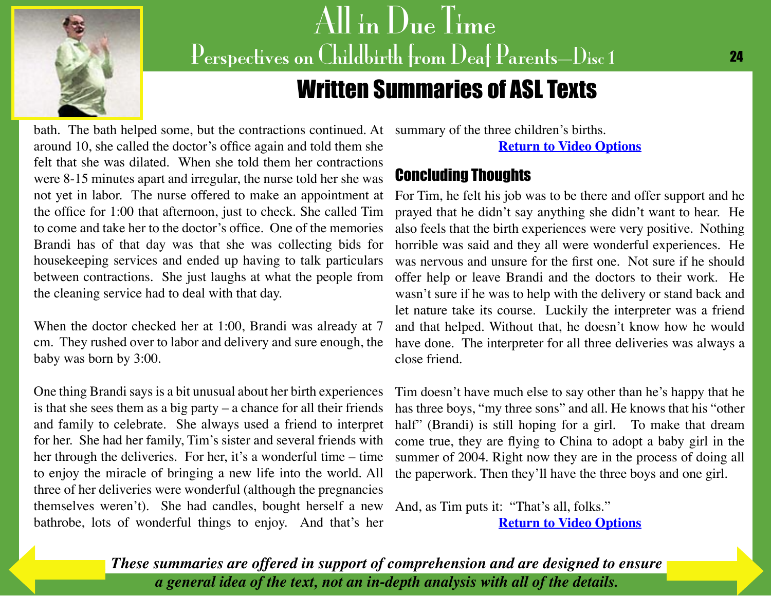bath. The bath helped some, but the contractions continued. At around 10, she called the doctor's office again and told them she felt that she was dilated. When she told them her contractions were 8-15 minutes apart and irregular, the nurse told her she was not yet in labor. The nurse offered to make an appointment at the office for 1:00 that afternoon, just to check. She called Tim to come and take her to the doctor's office. One of the memories Brandi has of that day was that she was collecting bids for housekeeping services and ended up having to talk particulars between contractions. She just laughs at what the people from the cleaning service had to deal with that day.

When the doctor checked her at 1:00, Brandi was already at 7 cm. They rushed over to labor and delivery and sure enough, the baby was born by 3:00.

One thing Brandi says is a bit unusual about her birth experiences is that she sees them as a big party – a chance for all their friends and family to celebrate. She always used a friend to interpret for her. She had her family, Tim's sister and several friends with her through the deliveries. For her, it's a wonderful time – time to enjoy the miracle of bringing a new life into the world. All three of her deliveries were wonderful (although the pregnancies themselves weren't). She had candles, bought herself a new bathrobe, lots of wonderful things to enjoy. And that's her summary of the three children's births.

**Return to Video Options**

## Concluding Thoughts

For Tim, he felt his job was to be there and offer support and he prayed that he didn't say anything she didn't want to hear. He also feels that the birth experiences were very positive. Nothing horrible was said and they all were wonderful experiences. He was nervous and unsure for the first one. Not sure if he should offer help or leave Brandi and the doctors to their work. He wasn't sure if he was to help with the delivery or stand back and let nature take its course. Luckily the interpreter was a friend and that helped. Without that, he doesn't know how he would have done. The interpreter for all three deliveries was always a close friend.

Tim doesn't have much else to say other than he's happy that he has three boys, "my three sons" and all. He knows that his "other half" (Brandi) is still hoping for a girl. To make that dream come true, they are flying to China to adopt a baby girl in the summer of 2004. Right now they are in the process of doing all the paperwork. Then they'll have the three boys and one girl.

And, as Tim puts it: "That's all, folks."

**Return to Video Options**

***These summaries are offered in support of comprehension and are designed to ensure a general idea of the text, not an in-depth analysis with all of the details.***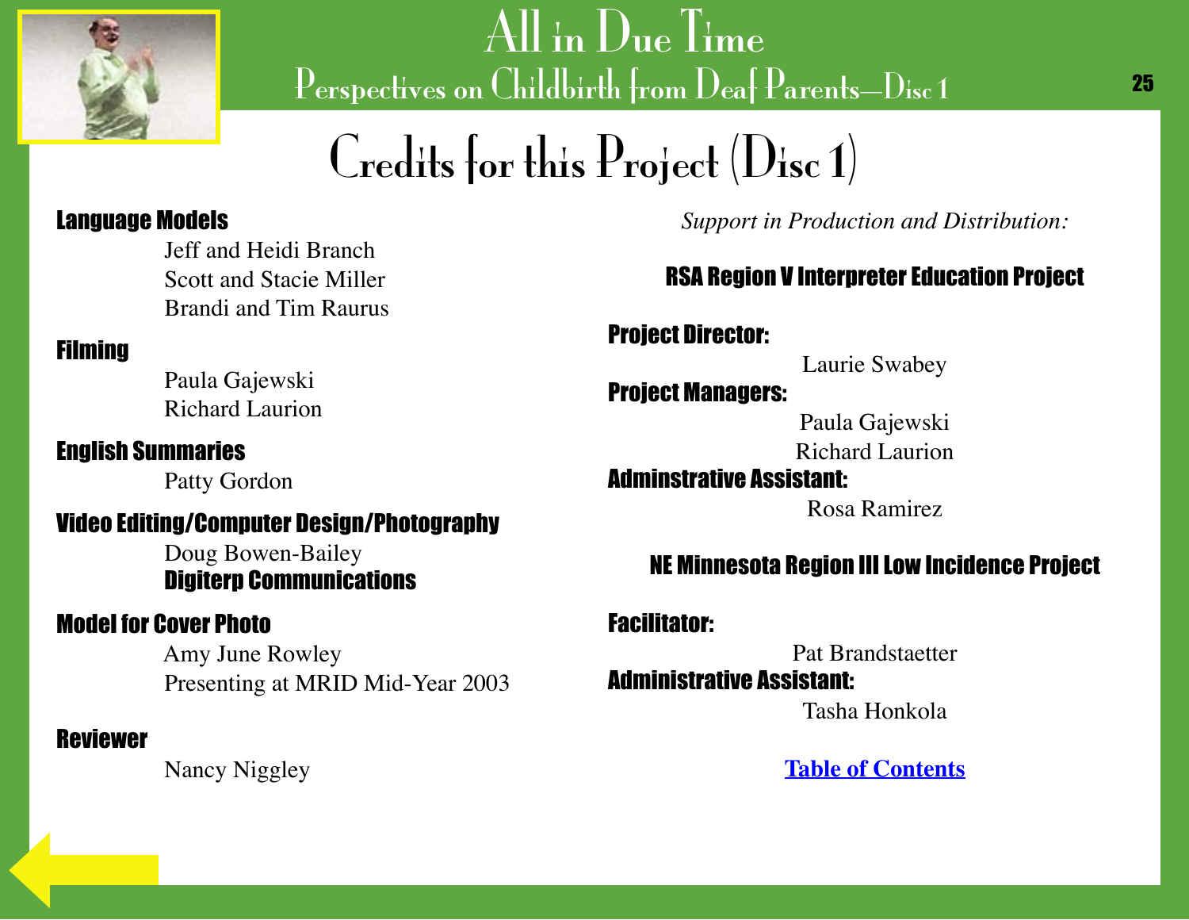# Credits for this Project (Disc 1)

**Language Models**

Jeff and Heidi Branch
Scott and Stacie Miller
Brandi and Tim Raurus

**Filming**

Paula Gajewski
Richard Laurion

**English Summaries**

Patty Gordon

**Video Editing/Computer Design/Photography**

Doug Bowen-Bailey
**Digiterp Communications**

**Model for Cover Photo**

Amy June Rowley
Presenting at MRID Mid-Year 2003

**Reviewer**

Nancy Niggley

*Support in Production and Distribution:*

**RSA Region V Interpreter Education Project**

**Project Director:**

Laurie Swabey

**Project Managers:**

Paula Gajewski
Richard Laurion

**Adminstrative Assistant:**

Rosa Ramirez

**NE Minnesota Region III Low Incidence Project**

**Facilitator:**

Pat Brandstaetter

**Administrative Assistant:**

Tasha Honkola

Table of Contents